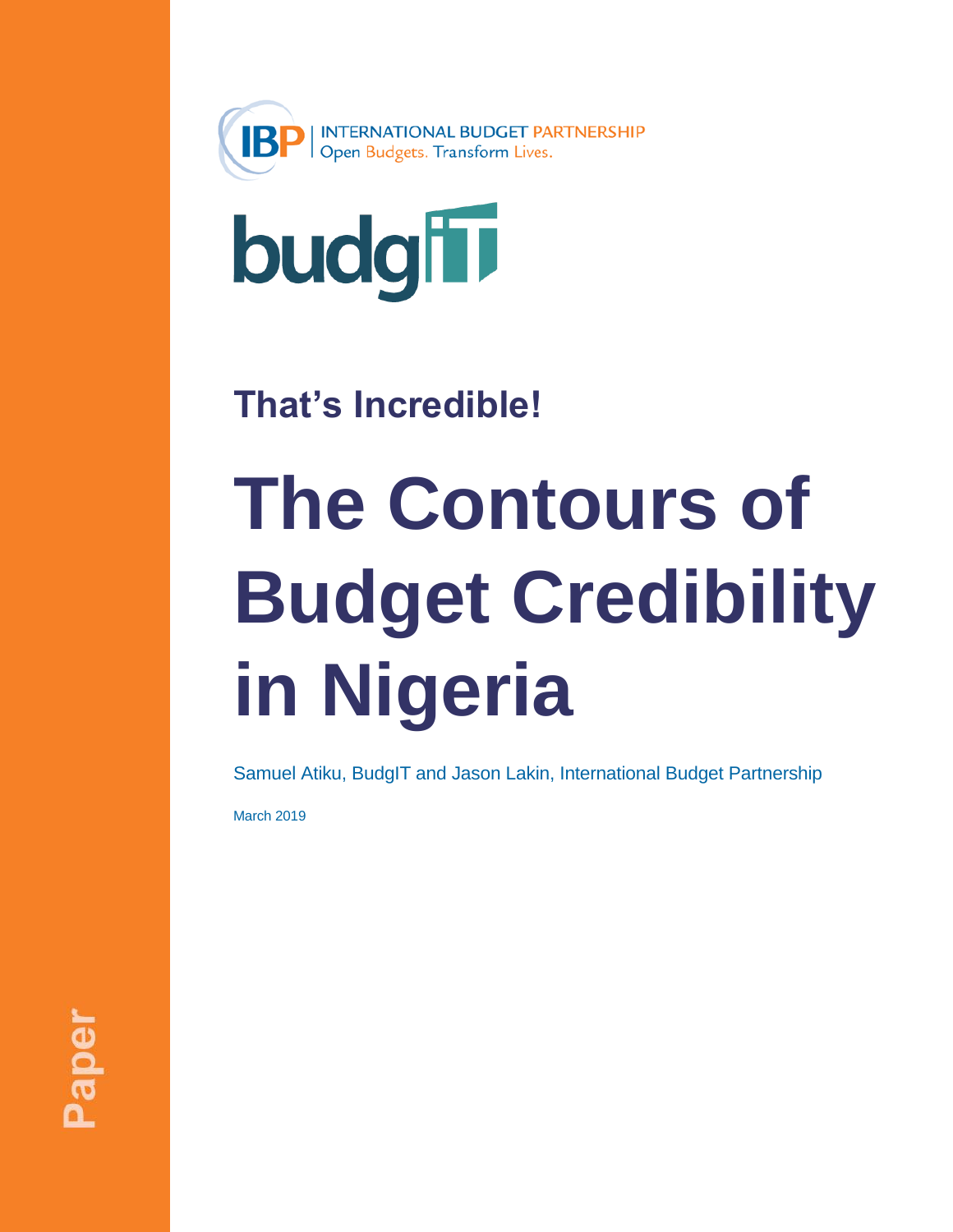INTERNATIONAL BUDGET PARTNERSHIP
Open Budgets. Transform Lives.

budgIT

## That's Incredible!

# The Contours of Budget Credibility in Nigeria

Samuel Atiku, BudgIT and Jason Lakin, International Budget Partnership

March 2019

Paper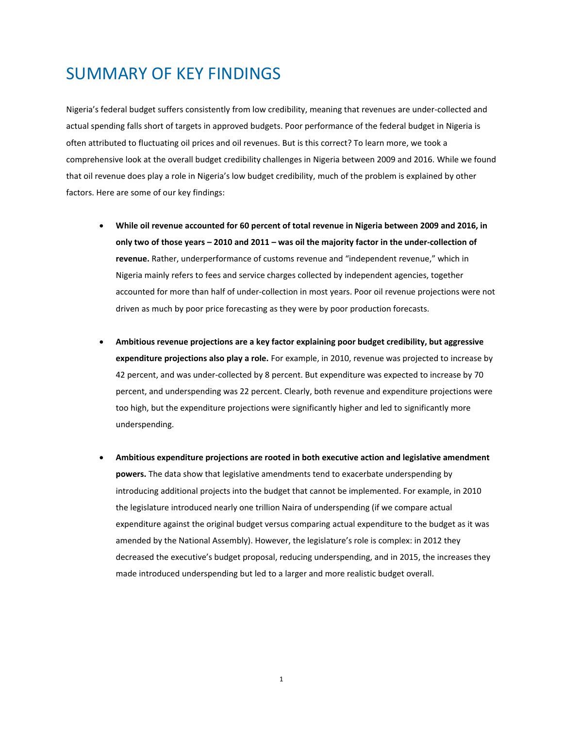# SUMMARY OF KEY FINDINGS

Nigeria's federal budget suffers consistently from low credibility, meaning that revenues are under-collected and actual spending falls short of targets in approved budgets. Poor performance of the federal budget in Nigeria is often attributed to fluctuating oil prices and oil revenues. But is this correct? To learn more, we took a comprehensive look at the overall budget credibility challenges in Nigeria between 2009 and 2016. While we found that oil revenue does play a role in Nigeria's low budget credibility, much of the problem is explained by other factors. Here are some of our key findings:

- **While oil revenue accounted for 60 percent of total revenue in Nigeria between 2009 and 2016, in only two of those years – 2010 and 2011 – was oil the majority factor in the under-collection of revenue.** Rather, underperformance of customs revenue and "independent revenue," which in Nigeria mainly refers to fees and service charges collected by independent agencies, together accounted for more than half of under-collection in most years. Poor oil revenue projections were not driven as much by poor price forecasting as they were by poor production forecasts.

- **Ambitious revenue projections are a key factor explaining poor budget credibility, but aggressive expenditure projections also play a role.** For example, in 2010, revenue was projected to increase by 42 percent, and was under-collected by 8 percent. But expenditure was expected to increase by 70 percent, and underspending was 22 percent. Clearly, both revenue and expenditure projections were too high, but the expenditure projections were significantly higher and led to significantly more underspending.

- **Ambitious expenditure projections are rooted in both executive action and legislative amendment powers.** The data show that legislative amendments tend to exacerbate underspending by introducing additional projects into the budget that cannot be implemented. For example, in 2010 the legislature introduced nearly one trillion Naira of underspending (if we compare actual expenditure against the original budget versus comparing actual expenditure to the budget as it was amended by the National Assembly). However, the legislature's role is complex: in 2012 they decreased the executive's budget proposal, reducing underspending, and in 2015, the increases they made introduced underspending but led to a larger and more realistic budget overall.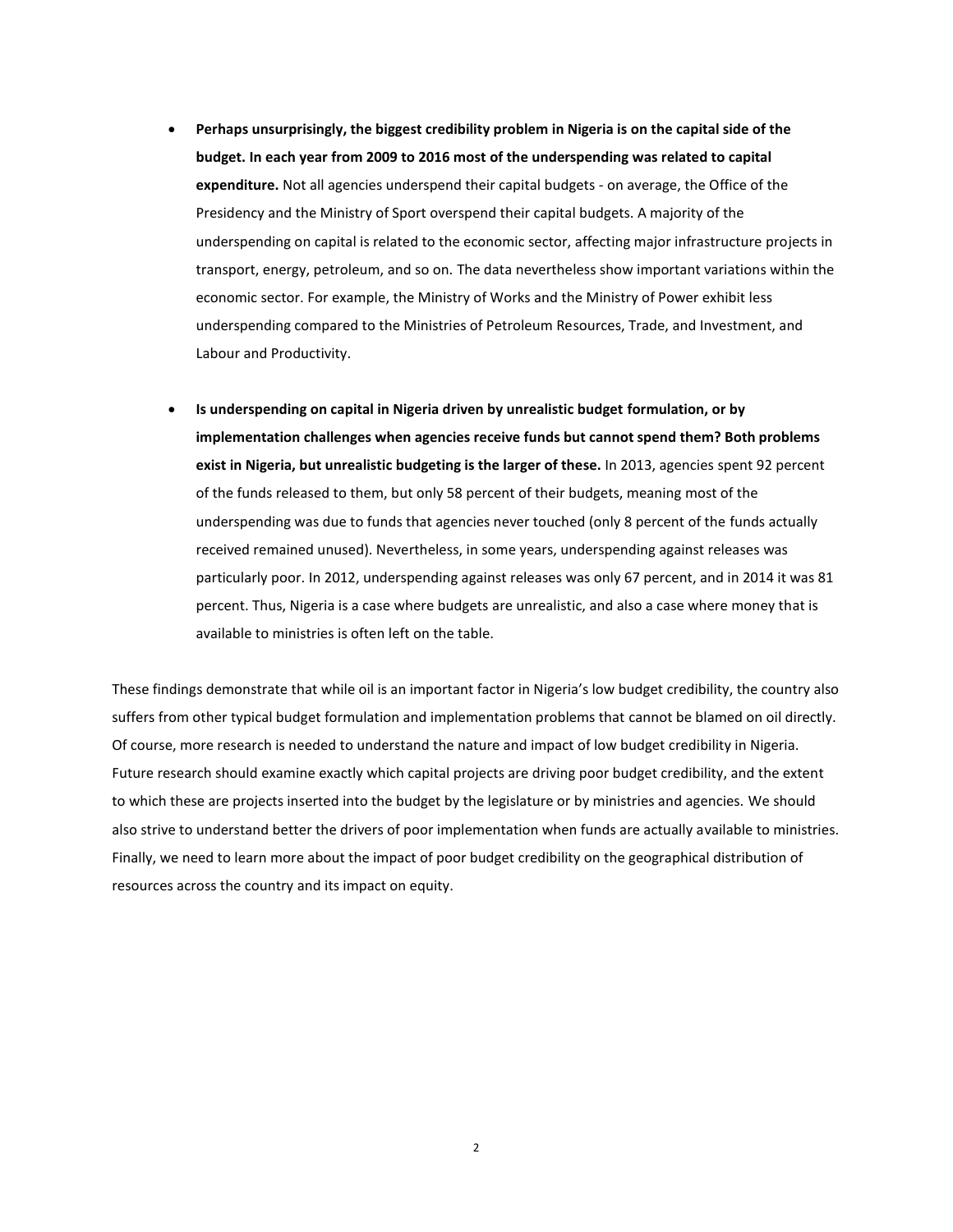- **Perhaps unsurprisingly, the biggest credibility problem in Nigeria is on the capital side of the budget. In each year from 2009 to 2016 most of the underspending was related to capital expenditure.** Not all agencies underspend their capital budgets - on average, the Office of the Presidency and the Ministry of Sport overspend their capital budgets. A majority of the underspending on capital is related to the economic sector, affecting major infrastructure projects in transport, energy, petroleum, and so on. The data nevertheless show important variations within the economic sector. For example, the Ministry of Works and the Ministry of Power exhibit less underspending compared to the Ministries of Petroleum Resources, Trade, and Investment, and Labour and Productivity.

- **Is underspending on capital in Nigeria driven by unrealistic budget formulation, or by implementation challenges when agencies receive funds but cannot spend them? Both problems exist in Nigeria, but unrealistic budgeting is the larger of these.** In 2013, agencies spent 92 percent of the funds released to them, but only 58 percent of their budgets, meaning most of the underspending was due to funds that agencies never touched (only 8 percent of the funds actually received remained unused). Nevertheless, in some years, underspending against releases was particularly poor. In 2012, underspending against releases was only 67 percent, and in 2014 it was 81 percent. Thus, Nigeria is a case where budgets are unrealistic, and also a case where money that is available to ministries is often left on the table.

These findings demonstrate that while oil is an important factor in Nigeria's low budget credibility, the country also suffers from other typical budget formulation and implementation problems that cannot be blamed on oil directly. Of course, more research is needed to understand the nature and impact of low budget credibility in Nigeria. Future research should examine exactly which capital projects are driving poor budget credibility, and the extent to which these are projects inserted into the budget by the legislature or by ministries and agencies. We should also strive to understand better the drivers of poor implementation when funds are actually available to ministries. Finally, we need to learn more about the impact of poor budget credibility on the geographical distribution of resources across the country and its impact on equity.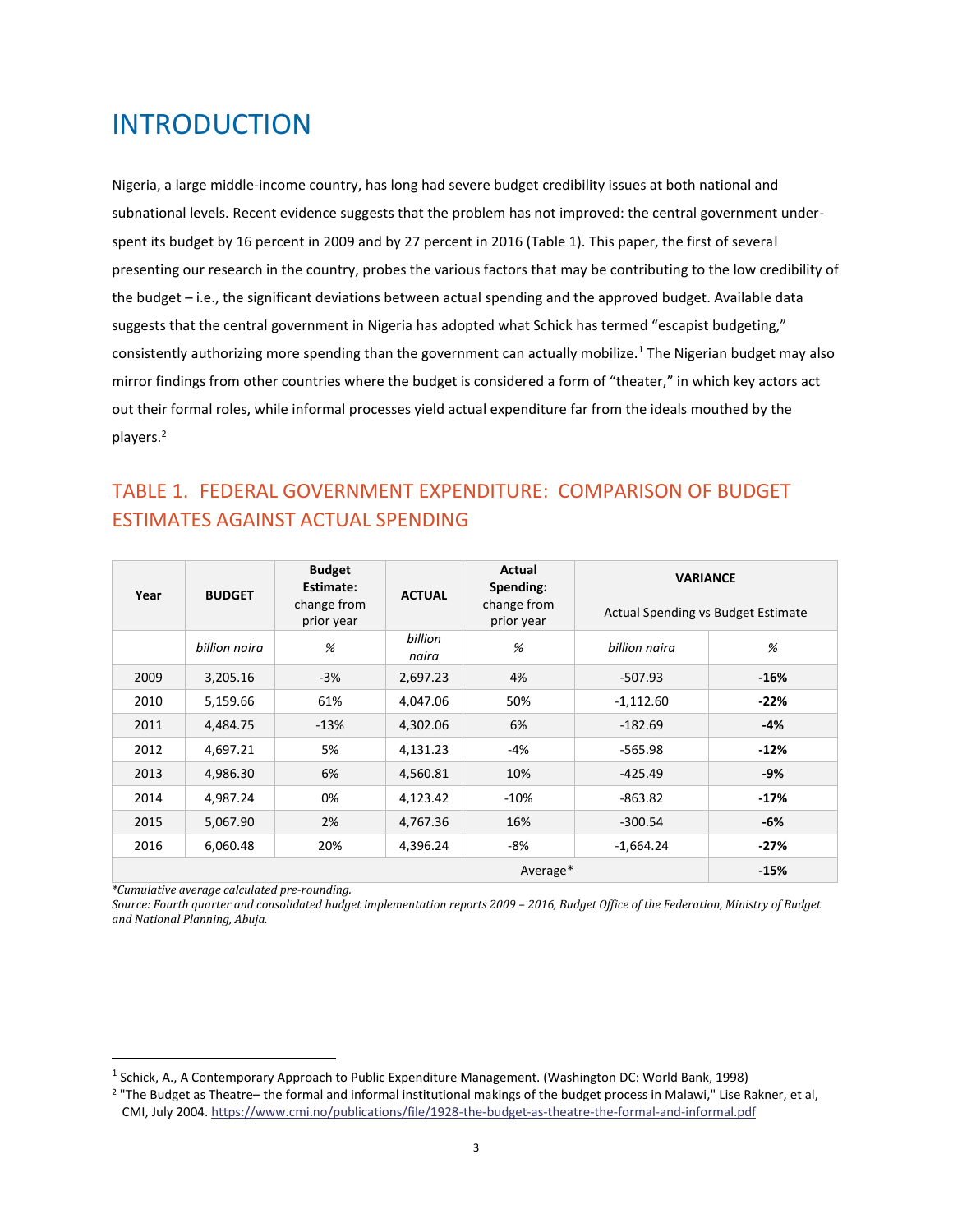# INTRODUCTION

Nigeria, a large middle-income country, has long had severe budget credibility issues at both national and subnational levels. Recent evidence suggests that the problem has not improved: the central government under-spent its budget by 16 percent in 2009 and by 27 percent in 2016 (Table 1). This paper, the first of several presenting our research in the country, probes the various factors that may be contributing to the low credibility of the budget – i.e., the significant deviations between actual spending and the approved budget. Available data suggests that the central government in Nigeria has adopted what Schick has termed "escapist budgeting," consistently authorizing more spending than the government can actually mobilize.[1] The Nigerian budget may also mirror findings from other countries where the budget is considered a form of "theater," in which key actors act out their formal roles, while informal processes yield actual expenditure far from the ideals mouthed by the players.[2]

## TABLE 1. FEDERAL GOVERNMENT EXPENDITURE: COMPARISON OF BUDGET ESTIMATES AGAINST ACTUAL SPENDING

| Year | BUDGET | Budget Estimate: change from prior year | ACTUAL | Actual Spending: change from prior year | VARIANCE Actual Spending vs Budget Estimate | |
|---|---|---|---|---|---|---|
| | *billion naira* | *%* | *billion naira* | *%* | *billion naira* | *%* |
| 2009 | 3,205.16 | -3% | 2,697.23 | 4% | -507.93 | **-16%** |
| 2010 | 5,159.66 | 61% | 4,047.06 | 50% | -1,112.60 | **-22%** |
| 2011 | 4,484.75 | -13% | 4,302.06 | 6% | -182.69 | **-4%** |
| 2012 | 4,697.21 | 5% | 4,131.23 | -4% | -565.98 | **-12%** |
| 2013 | 4,986.30 | 6% | 4,560.81 | 10% | -425.49 | **-9%** |
| 2014 | 4,987.24 | 0% | 4,123.42 | -10% | -863.82 | **-17%** |
| 2015 | 5,067.90 | 2% | 4,767.36 | 16% | -300.54 | **-6%** |
| 2016 | 6,060.48 | 20% | 4,396.24 | -8% | -1,664.24 | **-27%** |
| | | | | | Average* | **-15%** |

*\*Cumulative average calculated pre-rounding.*
*Source: Fourth quarter and consolidated budget implementation reports 2009 – 2016, Budget Office of the Federation, Ministry of Budget and National Planning, Abuja.*

---

[1] Schick, A., A Contemporary Approach to Public Expenditure Management. (Washington DC: World Bank, 1998)

[2] "The Budget as Theatre– the formal and informal institutional makings of the budget process in Malawi," Lise Rakner, et al, CMI, July 2004. https://www.cmi.no/publications/file/1928-the-budget-as-theatre-the-formal-and-informal.pdf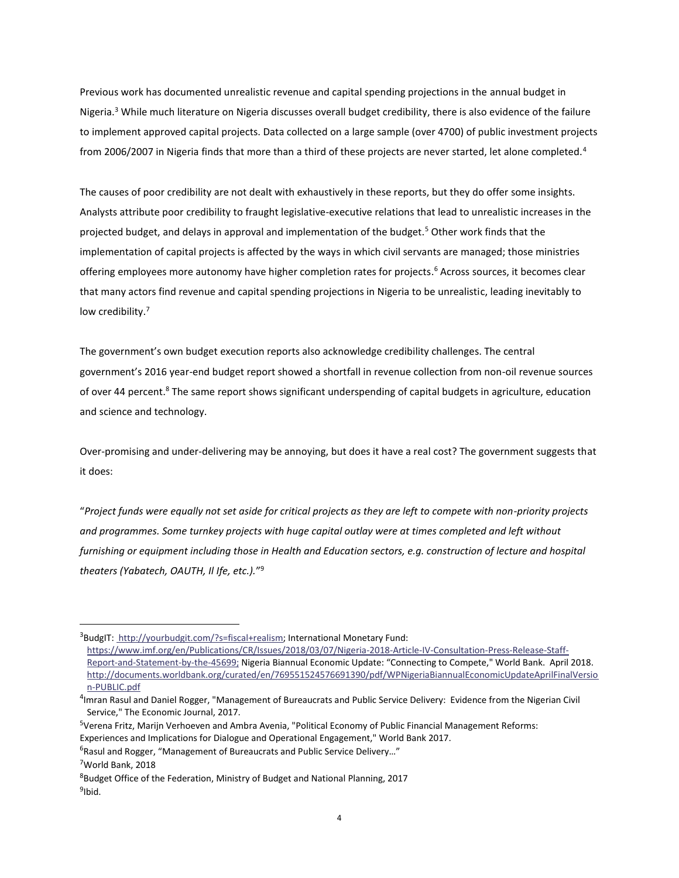Previous work has documented unrealistic revenue and capital spending projections in the annual budget in Nigeria.[3] While much literature on Nigeria discusses overall budget credibility, there is also evidence of the failure to implement approved capital projects. Data collected on a large sample (over 4700) of public investment projects from 2006/2007 in Nigeria finds that more than a third of these projects are never started, let alone completed.[4]

The causes of poor credibility are not dealt with exhaustively in these reports, but they do offer some insights. Analysts attribute poor credibility to fraught legislative-executive relations that lead to unrealistic increases in the projected budget, and delays in approval and implementation of the budget.[5] Other work finds that the implementation of capital projects is affected by the ways in which civil servants are managed; those ministries offering employees more autonomy have higher completion rates for projects.[6] Across sources, it becomes clear that many actors find revenue and capital spending projections in Nigeria to be unrealistic, leading inevitably to low credibility.[7]

The government's own budget execution reports also acknowledge credibility challenges. The central government's 2016 year-end budget report showed a shortfall in revenue collection from non-oil revenue sources of over 44 percent.[8] The same report shows significant underspending of capital budgets in agriculture, education and science and technology.

Over-promising and under-delivering may be annoying, but does it have a real cost? The government suggests that it does:

"*Project funds were equally not set aside for critical projects as they are left to compete with non-priority projects and programmes. Some turnkey projects with huge capital outlay were at times completed and left without furnishing or equipment including those in Health and Education sectors, e.g. construction of lecture and hospital theaters (Yabatech, OAUTH, Il Ife, etc.).*"[9]

---

[3] BudgIT: http://yourbudgit.com/?s=fiscal+realism; International Monetary Fund: https://www.imf.org/en/Publications/CR/Issues/2018/03/07/Nigeria-2018-Article-IV-Consultation-Press-Release-Staff-Report-and-Statement-by-the-45699; Nigeria Biannual Economic Update: "Connecting to Compete," World Bank. April 2018. http://documents.worldbank.org/curated/en/769551524576691390/pdf/WPNigeriaBiannualEconomicUpdateAprilFinalVersion-PUBLIC.pdf

[4] Imran Rasul and Daniel Rogger, "Management of Bureaucrats and Public Service Delivery: Evidence from the Nigerian Civil Service," The Economic Journal, 2017.

[5] Verena Fritz, Marijn Verhoeven and Ambra Avenia, "Political Economy of Public Financial Management Reforms: Experiences and Implications for Dialogue and Operational Engagement," World Bank 2017.

[6] Rasul and Rogger, "Management of Bureaucrats and Public Service Delivery…"

[7] World Bank, 2018

[8] Budget Office of the Federation, Ministry of Budget and National Planning, 2017

[9] Ibid.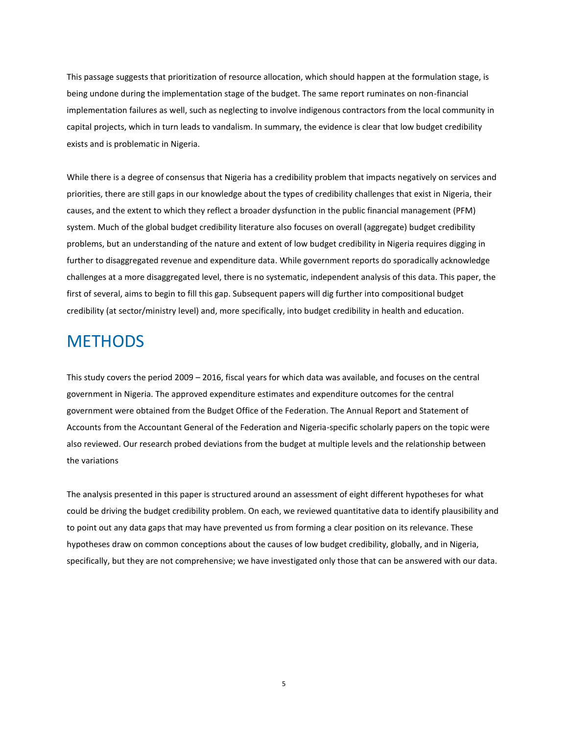This passage suggests that prioritization of resource allocation, which should happen at the formulation stage, is being undone during the implementation stage of the budget. The same report ruminates on non-financial implementation failures as well, such as neglecting to involve indigenous contractors from the local community in capital projects, which in turn leads to vandalism. In summary, the evidence is clear that low budget credibility exists and is problematic in Nigeria.

While there is a degree of consensus that Nigeria has a credibility problem that impacts negatively on services and priorities, there are still gaps in our knowledge about the types of credibility challenges that exist in Nigeria, their causes, and the extent to which they reflect a broader dysfunction in the public financial management (PFM) system. Much of the global budget credibility literature also focuses on overall (aggregate) budget credibility problems, but an understanding of the nature and extent of low budget credibility in Nigeria requires digging in further to disaggregated revenue and expenditure data. While government reports do sporadically acknowledge challenges at a more disaggregated level, there is no systematic, independent analysis of this data. This paper, the first of several, aims to begin to fill this gap. Subsequent papers will dig further into compositional budget credibility (at sector/ministry level) and, more specifically, into budget credibility in health and education.

# METHODS

This study covers the period 2009 – 2016, fiscal years for which data was available, and focuses on the central government in Nigeria. The approved expenditure estimates and expenditure outcomes for the central government were obtained from the Budget Office of the Federation. The Annual Report and Statement of Accounts from the Accountant General of the Federation and Nigeria-specific scholarly papers on the topic were also reviewed. Our research probed deviations from the budget at multiple levels and the relationship between the variations

The analysis presented in this paper is structured around an assessment of eight different hypotheses for what could be driving the budget credibility problem. On each, we reviewed quantitative data to identify plausibility and to point out any data gaps that may have prevented us from forming a clear position on its relevance. These hypotheses draw on common conceptions about the causes of low budget credibility, globally, and in Nigeria, specifically, but they are not comprehensive; we have investigated only those that can be answered with our data.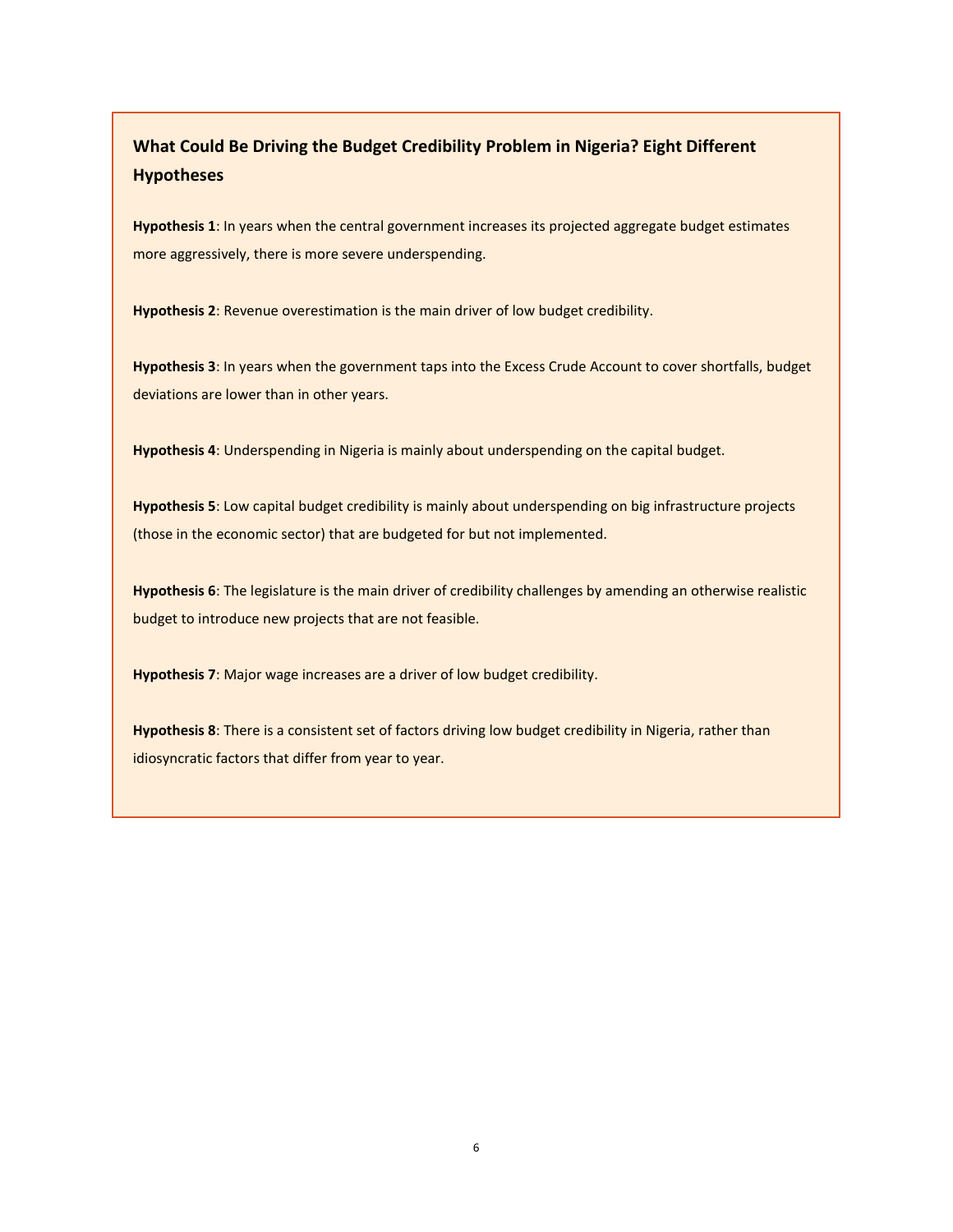### What Could Be Driving the Budget Credibility Problem in Nigeria? Eight Different Hypotheses

**Hypothesis 1**: In years when the central government increases its projected aggregate budget estimates more aggressively, there is more severe underspending.

**Hypothesis 2**: Revenue overestimation is the main driver of low budget credibility.

**Hypothesis 3**: In years when the government taps into the Excess Crude Account to cover shortfalls, budget deviations are lower than in other years.

**Hypothesis 4**: Underspending in Nigeria is mainly about underspending on the capital budget.

**Hypothesis 5**: Low capital budget credibility is mainly about underspending on big infrastructure projects (those in the economic sector) that are budgeted for but not implemented.

**Hypothesis 6**: The legislature is the main driver of credibility challenges by amending an otherwise realistic budget to introduce new projects that are not feasible.

**Hypothesis 7**: Major wage increases are a driver of low budget credibility.

**Hypothesis 8**: There is a consistent set of factors driving low budget credibility in Nigeria, rather than idiosyncratic factors that differ from year to year.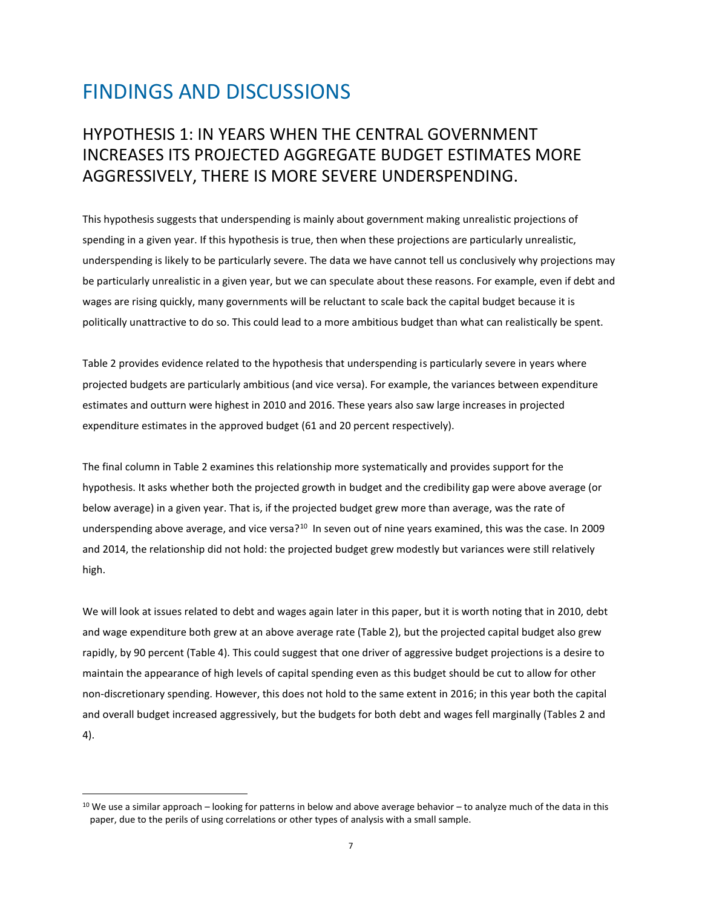# FINDINGS AND DISCUSSIONS

## HYPOTHESIS 1: IN YEARS WHEN THE CENTRAL GOVERNMENT INCREASES ITS PROJECTED AGGREGATE BUDGET ESTIMATES MORE AGGRESSIVELY, THERE IS MORE SEVERE UNDERSPENDING.

This hypothesis suggests that underspending is mainly about government making unrealistic projections of spending in a given year. If this hypothesis is true, then when these projections are particularly unrealistic, underspending is likely to be particularly severe. The data we have cannot tell us conclusively why projections may be particularly unrealistic in a given year, but we can speculate about these reasons. For example, even if debt and wages are rising quickly, many governments will be reluctant to scale back the capital budget because it is politically unattractive to do so. This could lead to a more ambitious budget than what can realistically be spent.

Table 2 provides evidence related to the hypothesis that underspending is particularly severe in years where projected budgets are particularly ambitious (and vice versa). For example, the variances between expenditure estimates and outturn were highest in 2010 and 2016. These years also saw large increases in projected expenditure estimates in the approved budget (61 and 20 percent respectively).

The final column in Table 2 examines this relationship more systematically and provides support for the hypothesis. It asks whether both the projected growth in budget and the credibility gap were above average (or below average) in a given year. That is, if the projected budget grew more than average, was the rate of underspending above average, and vice versa?[10] In seven out of nine years examined, this was the case. In 2009 and 2014, the relationship did not hold: the projected budget grew modestly but variances were still relatively high.

We will look at issues related to debt and wages again later in this paper, but it is worth noting that in 2010, debt and wage expenditure both grew at an above average rate (Table 2), but the projected capital budget also grew rapidly, by 90 percent (Table 4). This could suggest that one driver of aggressive budget projections is a desire to maintain the appearance of high levels of capital spending even as this budget should be cut to allow for other non-discretionary spending. However, this does not hold to the same extent in 2016; in this year both the capital and overall budget increased aggressively, but the budgets for both debt and wages fell marginally (Tables 2 and 4).

[10] We use a similar approach – looking for patterns in below and above average behavior – to analyze much of the data in this paper, due to the perils of using correlations or other types of analysis with a small sample.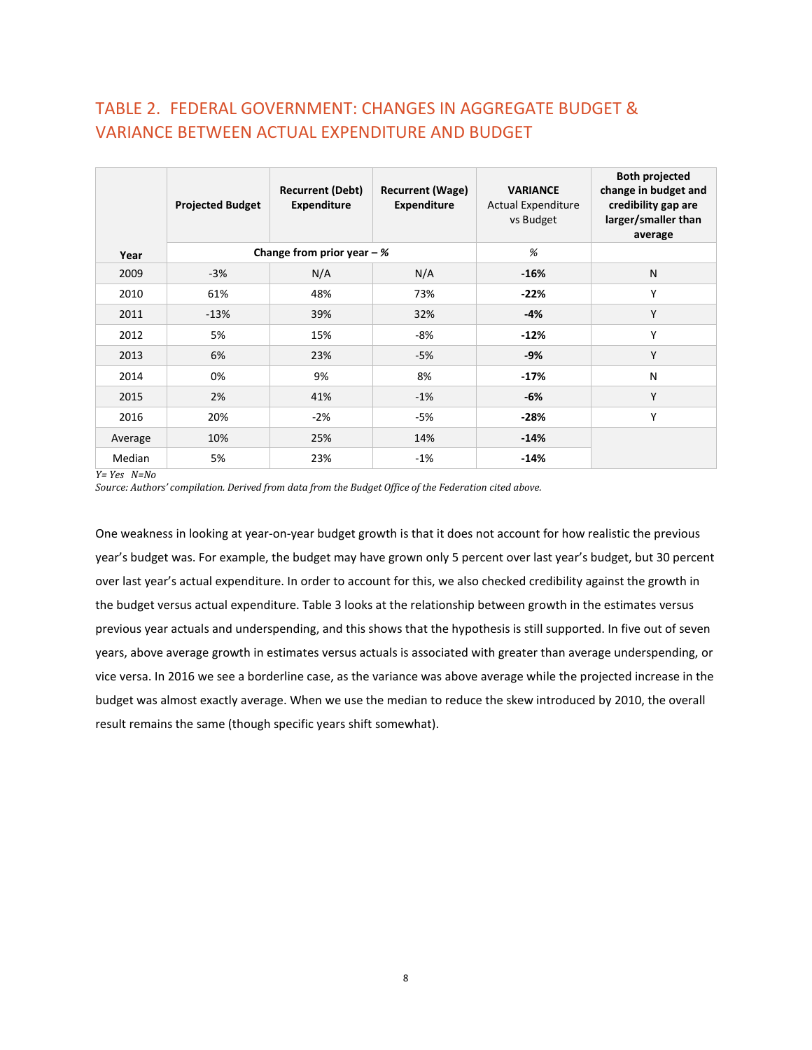## TABLE 2. FEDERAL GOVERNMENT: CHANGES IN AGGREGATE BUDGET & VARIANCE BETWEEN ACTUAL EXPENDITURE AND BUDGET

| Year | Projected Budget | Recurrent (Debt) Expenditure | Recurrent (Wage) Expenditure | VARIANCE Actual Expenditure vs Budget | Both projected change in budget and credibility gap are larger/smaller than average |
|---|---|---|---|---|---|
| | Change from prior year – % | | | % | |
| 2009 | -3% | N/A | N/A | **-16%** | N |
| 2010 | 61% | 48% | 73% | **-22%** | Y |
| 2011 | -13% | 39% | 32% | **-4%** | Y |
| 2012 | 5% | 15% | -8% | **-12%** | Y |
| 2013 | 6% | 23% | -5% | **-9%** | Y |
| 2014 | 0% | 9% | 8% | **-17%** | N |
| 2015 | 2% | 41% | -1% | **-6%** | Y |
| 2016 | 20% | -2% | -5% | **-28%** | Y |
| Average | 10% | 25% | 14% | **-14%** | |
| Median | 5% | 23% | -1% | **-14%** | |

*Y= Yes N=No*

*Source: Authors' compilation. Derived from data from the Budget Office of the Federation cited above.*

One weakness in looking at year-on-year budget growth is that it does not account for how realistic the previous year's budget was. For example, the budget may have grown only 5 percent over last year's budget, but 30 percent over last year's actual expenditure. In order to account for this, we also checked credibility against the growth in the budget versus actual expenditure. Table 3 looks at the relationship between growth in the estimates versus previous year actuals and underspending, and this shows that the hypothesis is still supported. In five out of seven years, above average growth in estimates versus actuals is associated with greater than average underspending, or vice versa. In 2016 we see a borderline case, as the variance was above average while the projected increase in the budget was almost exactly average. When we use the median to reduce the skew introduced by 2010, the overall result remains the same (though specific years shift somewhat).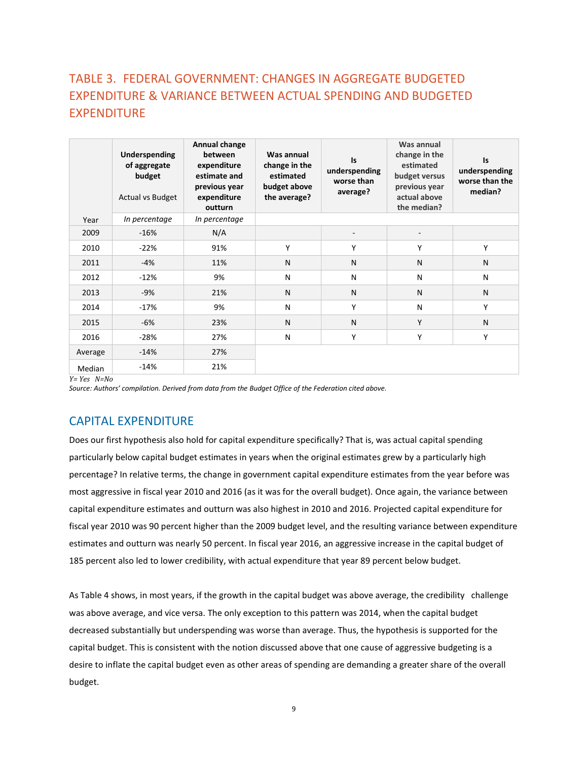## TABLE 3. FEDERAL GOVERNMENT: CHANGES IN AGGREGATE BUDGETED EXPENDITURE & VARIANCE BETWEEN ACTUAL SPENDING AND BUDGETED EXPENDITURE

| Year | Underspending of aggregate budget<br><br>Actual vs Budget | Annual change between expenditure estimate and previous year expenditure outturn | Was annual change in the estimated budget above the average? | Is underspending worse than average? | Was annual change in the estimated budget versus previous year actual above the median? | Is underspending worse than the median? |
|---|---|---|---|---|---|---|
| | *In percentage* | *In percentage* | | | | |
| 2009 | -16% | N/A | | - | - | |
| 2010 | -22% | 91% | Y | Y | Y | Y |
| 2011 | -4% | 11% | N | N | N | N |
| 2012 | -12% | 9% | N | N | N | N |
| 2013 | -9% | 21% | N | N | N | N |
| 2014 | -17% | 9% | N | Y | N | Y |
| 2015 | -6% | 23% | N | N | Y | N |
| 2016 | -28% | 27% | N | Y | Y | Y |
| Average | -14% | 27% | | | | |
| Median | -14% | 21% | | | | |

*Y= Yes N=No*

*Source: Authors' compilation. Derived from data from the Budget Office of the Federation cited above.*

## CAPITAL EXPENDITURE

Does our first hypothesis also hold for capital expenditure specifically? That is, was actual capital spending particularly below capital budget estimates in years when the original estimates grew by a particularly high percentage? In relative terms, the change in government capital expenditure estimates from the year before was most aggressive in fiscal year 2010 and 2016 (as it was for the overall budget). Once again, the variance between capital expenditure estimates and outturn was also highest in 2010 and 2016. Projected capital expenditure for fiscal year 2010 was 90 percent higher than the 2009 budget level, and the resulting variance between expenditure estimates and outturn was nearly 50 percent. In fiscal year 2016, an aggressive increase in the capital budget of 185 percent also led to lower credibility, with actual expenditure that year 89 percent below budget.

As Table 4 shows, in most years, if the growth in the capital budget was above average, the credibility challenge was above average, and vice versa. The only exception to this pattern was 2014, when the capital budget decreased substantially but underspending was worse than average. Thus, the hypothesis is supported for the capital budget. This is consistent with the notion discussed above that one cause of aggressive budgeting is a desire to inflate the capital budget even as other areas of spending are demanding a greater share of the overall budget.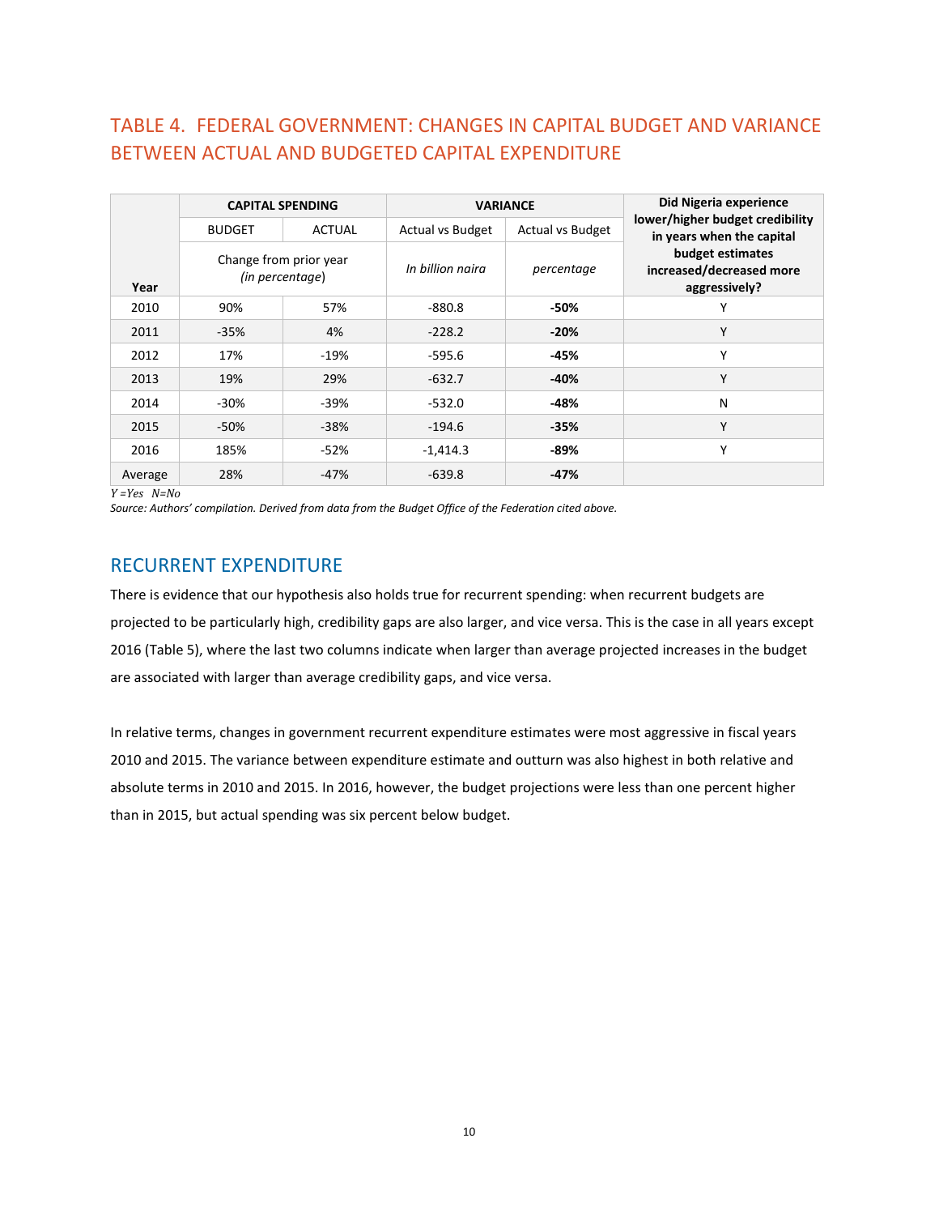## TABLE 4. FEDERAL GOVERNMENT: CHANGES IN CAPITAL BUDGET AND VARIANCE BETWEEN ACTUAL AND BUDGETED CAPITAL EXPENDITURE

| Year | CAPITAL SPENDING | | VARIANCE | | Did Nigeria experience lower/higher budget credibility in years when the capital budget estimates increased/decreased more aggressively? |
|---|---|---|---|---|---|
| | BUDGET | ACTUAL | Actual vs Budget | Actual vs Budget | |
| | Change from prior year *(in percentage)* | | *In billion naira* | *percentage* | |
| 2010 | 90% | 57% | -880.8 | **-50%** | Y |
| 2011 | -35% | 4% | -228.2 | **-20%** | Y |
| 2012 | 17% | -19% | -595.6 | **-45%** | Y |
| 2013 | 19% | 29% | -632.7 | **-40%** | Y |
| 2014 | -30% | -39% | -532.0 | **-48%** | N |
| 2015 | -50% | -38% | -194.6 | **-35%** | Y |
| 2016 | 185% | -52% | -1,414.3 | **-89%** | Y |
| Average | 28% | -47% | -639.8 | **-47%** | |

*Y =Yes N=No*

*Source: Authors' compilation. Derived from data from the Budget Office of the Federation cited above.*

## RECURRENT EXPENDITURE

There is evidence that our hypothesis also holds true for recurrent spending: when recurrent budgets are projected to be particularly high, credibility gaps are also larger, and vice versa. This is the case in all years except 2016 (Table 5), where the last two columns indicate when larger than average projected increases in the budget are associated with larger than average credibility gaps, and vice versa.

In relative terms, changes in government recurrent expenditure estimates were most aggressive in fiscal years 2010 and 2015. The variance between expenditure estimate and outturn was also highest in both relative and absolute terms in 2010 and 2015. In 2016, however, the budget projections were less than one percent higher than in 2015, but actual spending was six percent below budget.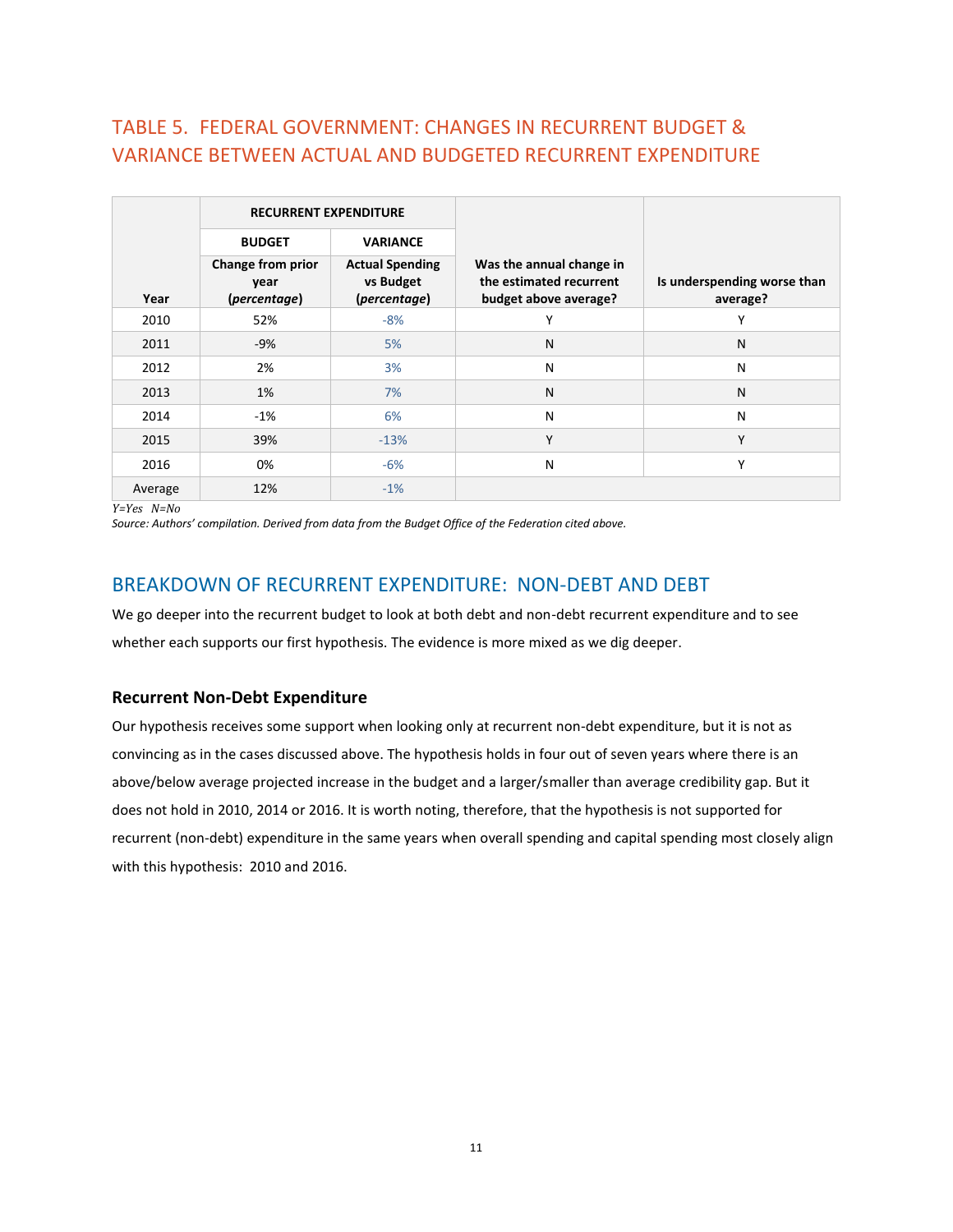## TABLE 5. FEDERAL GOVERNMENT: CHANGES IN RECURRENT BUDGET & VARIANCE BETWEEN ACTUAL AND BUDGETED RECURRENT EXPENDITURE

| | RECURRENT EXPENDITURE | | | |
|---|---|---|---|---|
| | BUDGET | VARIANCE | | |
| Year | Change from prior year (*percentage*) | Actual Spending vs Budget (*percentage*) | Was the annual change in the estimated recurrent budget above average? | Is underspending worse than average? |
| 2010 | 52% | -8% | Y | Y |
| 2011 | -9% | 5% | N | N |
| 2012 | 2% | 3% | N | N |
| 2013 | 1% | 7% | N | N |
| 2014 | -1% | 6% | N | N |
| 2015 | 39% | -13% | Y | Y |
| 2016 | 0% | -6% | N | Y |
| Average | 12% | -1% | | |

*Y=Yes N=No*

*Source: Authors' compilation. Derived from data from the Budget Office of the Federation cited above.*

## BREAKDOWN OF RECURRENT EXPENDITURE: NON-DEBT AND DEBT

We go deeper into the recurrent budget to look at both debt and non-debt recurrent expenditure and to see whether each supports our first hypothesis. The evidence is more mixed as we dig deeper.

### Recurrent Non-Debt Expenditure

Our hypothesis receives some support when looking only at recurrent non-debt expenditure, but it is not as convincing as in the cases discussed above. The hypothesis holds in four out of seven years where there is an above/below average projected increase in the budget and a larger/smaller than average credibility gap. But it does not hold in 2010, 2014 or 2016. It is worth noting, therefore, that the hypothesis is not supported for recurrent (non-debt) expenditure in the same years when overall spending and capital spending most closely align with this hypothesis: 2010 and 2016.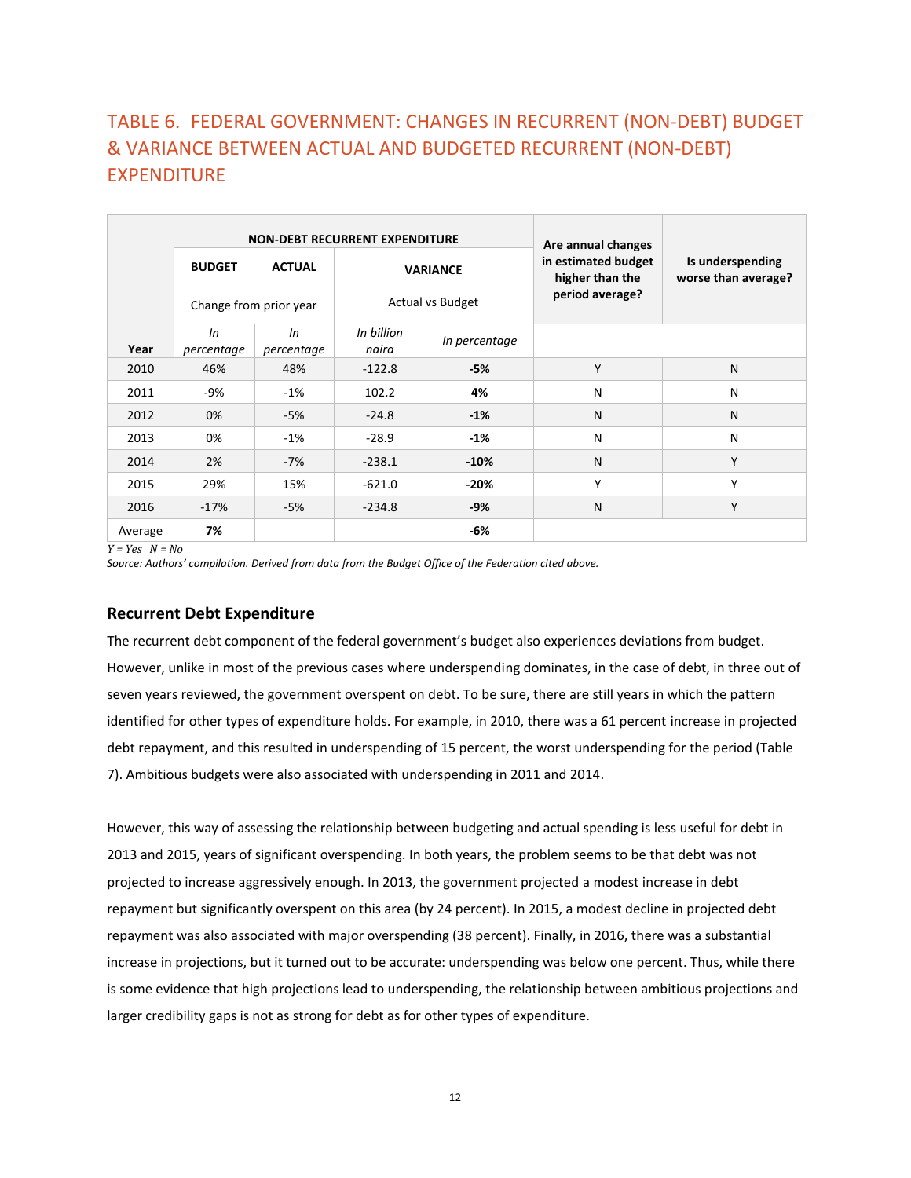## TABLE 6. FEDERAL GOVERNMENT: CHANGES IN RECURRENT (NON-DEBT) BUDGET & VARIANCE BETWEEN ACTUAL AND BUDGETED RECURRENT (NON-DEBT) EXPENDITURE

| | NON-DEBT RECURRENT EXPENDITURE | | | | Are annual changes in estimated budget higher than the period average? | Is underspending worse than average? |
|---|---|---|---|---|---|---|
| | **BUDGET** | **ACTUAL** | **VARIANCE** | | | |
| | Change from prior year | | Actual vs Budget | | | |
| **Year** | *In percentage* | *In percentage* | *In billion naira* | *In percentage* | | |
| 2010 | 46% | 48% | -122.8 | **-5%** | Y | N |
| 2011 | -9% | -1% | 102.2 | **4%** | N | N |
| 2012 | 0% | -5% | -24.8 | **-1%** | N | N |
| 2013 | 0% | -1% | -28.9 | **-1%** | N | N |
| 2014 | 2% | -7% | -238.1 | **-10%** | N | Y |
| 2015 | 29% | 15% | -621.0 | **-20%** | Y | Y |
| 2016 | -17% | -5% | -234.8 | **-9%** | N | Y |
| Average | **7%** | | | **-6%** | | |

*Y = Yes N = No*

*Source: Authors' compilation. Derived from data from the Budget Office of the Federation cited above.*

### Recurrent Debt Expenditure

The recurrent debt component of the federal government's budget also experiences deviations from budget. However, unlike in most of the previous cases where underspending dominates, in the case of debt, in three out of seven years reviewed, the government overspent on debt. To be sure, there are still years in which the pattern identified for other types of expenditure holds. For example, in 2010, there was a 61 percent increase in projected debt repayment, and this resulted in underspending of 15 percent, the worst underspending for the period (Table 7). Ambitious budgets were also associated with underspending in 2011 and 2014.

However, this way of assessing the relationship between budgeting and actual spending is less useful for debt in 2013 and 2015, years of significant overspending. In both years, the problem seems to be that debt was not projected to increase aggressively enough. In 2013, the government projected a modest increase in debt repayment but significantly overspent on this area (by 24 percent). In 2015, a modest decline in projected debt repayment was also associated with major overspending (38 percent). Finally, in 2016, there was a substantial increase in projections, but it turned out to be accurate: underspending was below one percent. Thus, while there is some evidence that high projections lead to underspending, the relationship between ambitious projections and larger credibility gaps is not as strong for debt as for other types of expenditure.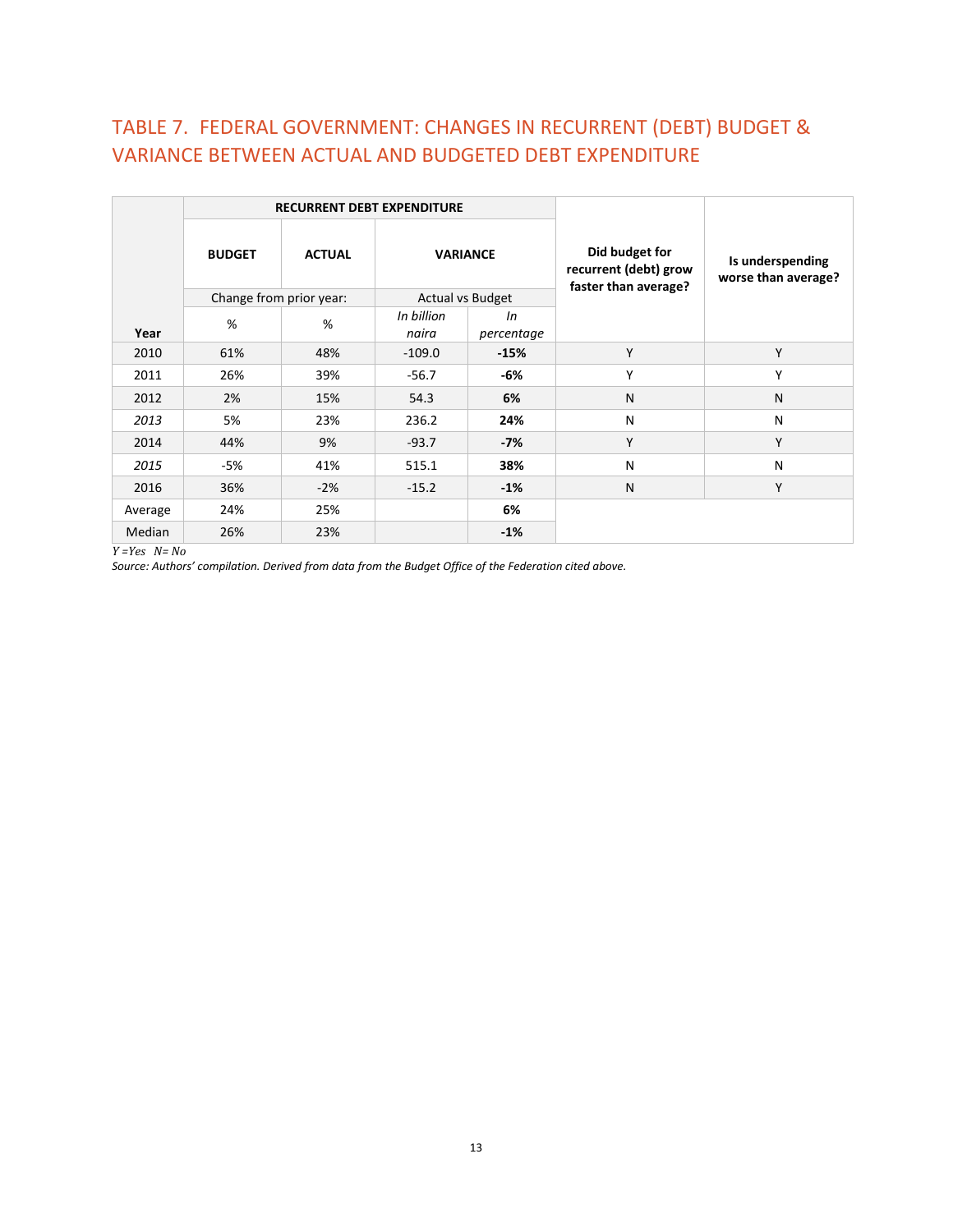## TABLE 7. FEDERAL GOVERNMENT: CHANGES IN RECURRENT (DEBT) BUDGET & VARIANCE BETWEEN ACTUAL AND BUDGETED DEBT EXPENDITURE

| | RECURRENT DEBT EXPENDITURE | | | | Did budget for recurrent (debt) grow faster than average? | Is underspending worse than average? |
|---|---|---|---|---|---|---|
| | BUDGET | ACTUAL | VARIANCE | | | |
| | Change from prior year: | | Actual vs Budget | | | |
| Year | % | % | *In billion naira* | *In percentage* | | |
| 2010 | 61% | 48% | -109.0 | **-15%** | Y | Y |
| 2011 | 26% | 39% | -56.7 | **-6%** | Y | Y |
| 2012 | 2% | 15% | 54.3 | **6%** | N | N |
| *2013* | 5% | 23% | 236.2 | **24%** | N | N |
| 2014 | 44% | 9% | -93.7 | **-7%** | Y | Y |
| *2015* | -5% | 41% | 515.1 | **38%** | N | N |
| 2016 | 36% | -2% | -15.2 | **-1%** | N | Y |
| Average | 24% | 25% | | **6%** | | |
| Median | 26% | 23% | | **-1%** | | |

*Y =Yes N= No*

*Source: Authors' compilation. Derived from data from the Budget Office of the Federation cited above.*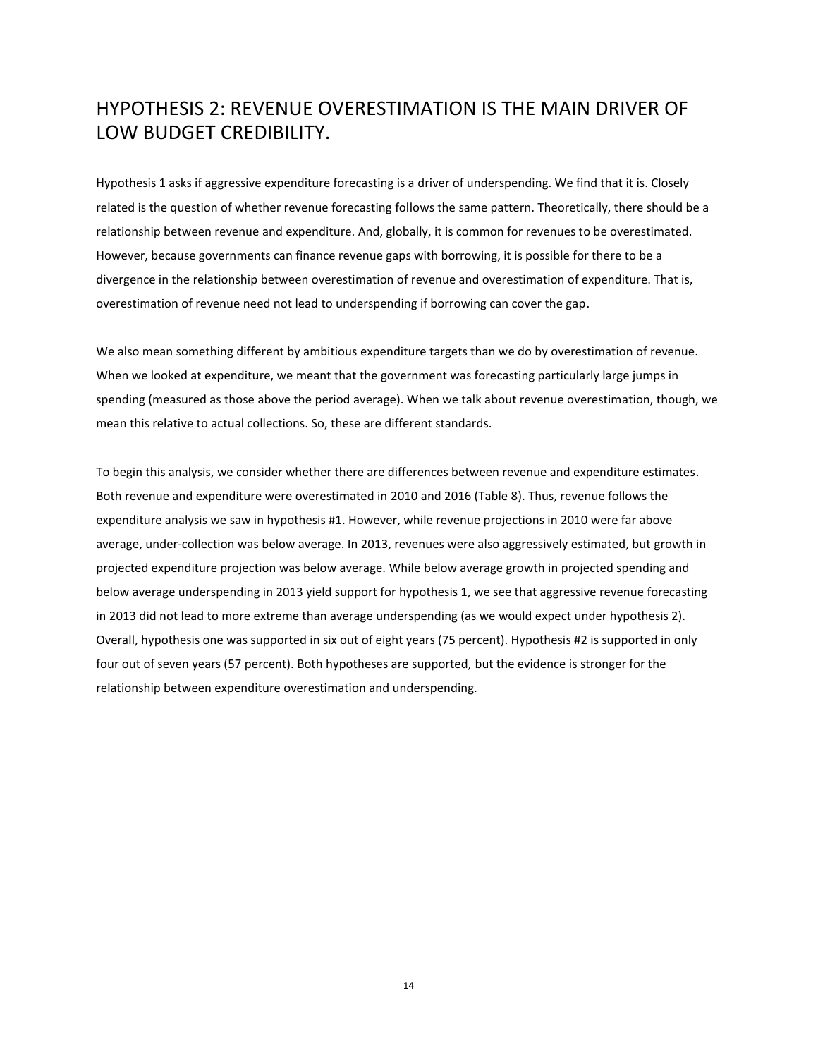## HYPOTHESIS 2: REVENUE OVERESTIMATION IS THE MAIN DRIVER OF LOW BUDGET CREDIBILITY.

Hypothesis 1 asks if aggressive expenditure forecasting is a driver of underspending. We find that it is. Closely related is the question of whether revenue forecasting follows the same pattern. Theoretically, there should be a relationship between revenue and expenditure. And, globally, it is common for revenues to be overestimated. However, because governments can finance revenue gaps with borrowing, it is possible for there to be a divergence in the relationship between overestimation of revenue and overestimation of expenditure. That is, overestimation of revenue need not lead to underspending if borrowing can cover the gap.

We also mean something different by ambitious expenditure targets than we do by overestimation of revenue. When we looked at expenditure, we meant that the government was forecasting particularly large jumps in spending (measured as those above the period average). When we talk about revenue overestimation, though, we mean this relative to actual collections. So, these are different standards.

To begin this analysis, we consider whether there are differences between revenue and expenditure estimates. Both revenue and expenditure were overestimated in 2010 and 2016 (Table 8). Thus, revenue follows the expenditure analysis we saw in hypothesis #1. However, while revenue projections in 2010 were far above average, under-collection was below average. In 2013, revenues were also aggressively estimated, but growth in projected expenditure projection was below average. While below average growth in projected spending and below average underspending in 2013 yield support for hypothesis 1, we see that aggressive revenue forecasting in 2013 did not lead to more extreme than average underspending (as we would expect under hypothesis 2). Overall, hypothesis one was supported in six out of eight years (75 percent). Hypothesis #2 is supported in only four out of seven years (57 percent). Both hypotheses are supported, but the evidence is stronger for the relationship between expenditure overestimation and underspending.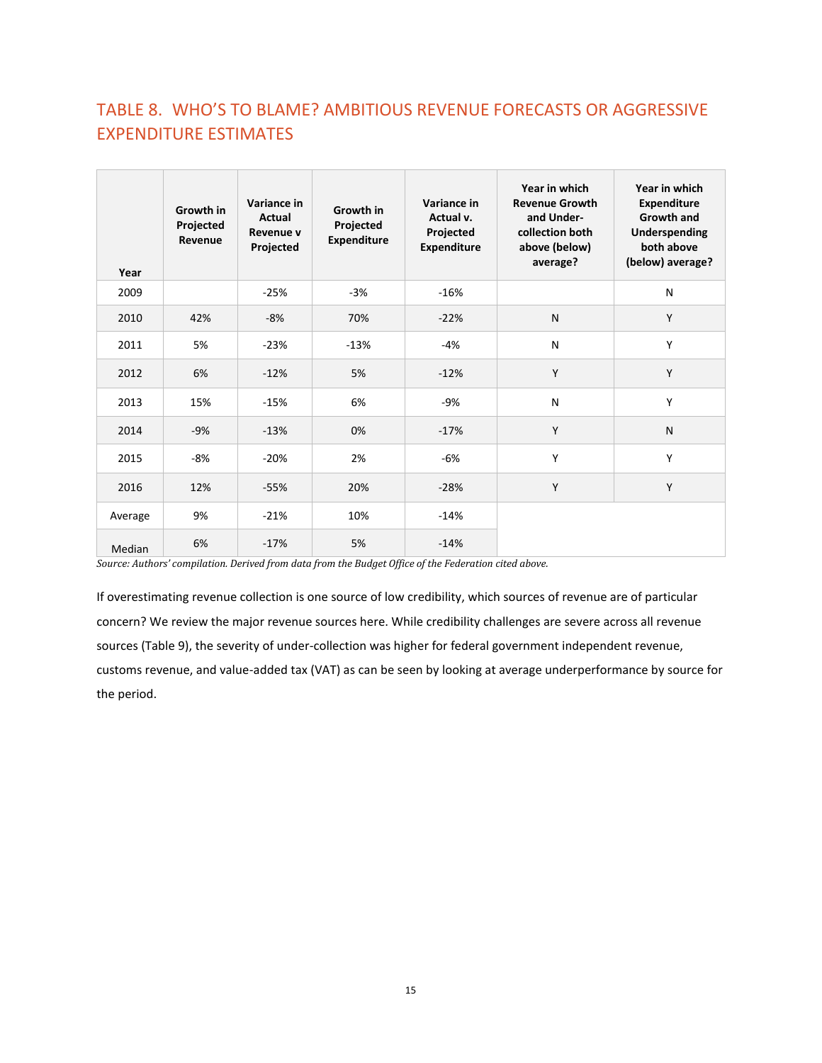## TABLE 8. WHO'S TO BLAME? AMBITIOUS REVENUE FORECASTS OR AGGRESSIVE EXPENDITURE ESTIMATES

| Year | Growth in Projected Revenue | Variance in Actual Revenue v Projected | Growth in Projected Expenditure | Variance in Actual v. Projected Expenditure | Year in which Revenue Growth and Under-collection both above (below) average? | Year in which Expenditure Growth and Underspending both above (below) average? |
|---|---|---|---|---|---|---|
| 2009 | | -25% | -3% | -16% | | N |
| 2010 | 42% | -8% | 70% | -22% | N | Y |
| 2011 | 5% | -23% | -13% | -4% | N | Y |
| 2012 | 6% | -12% | 5% | -12% | Y | Y |
| 2013 | 15% | -15% | 6% | -9% | N | Y |
| 2014 | -9% | -13% | 0% | -17% | Y | N |
| 2015 | -8% | -20% | 2% | -6% | Y | Y |
| 2016 | 12% | -55% | 20% | -28% | Y | Y |
| Average | 9% | -21% | 10% | -14% | | |
| Median | 6% | -17% | 5% | -14% | | |

*Source: Authors' compilation. Derived from data from the Budget Office of the Federation cited above.*

If overestimating revenue collection is one source of low credibility, which sources of revenue are of particular concern? We review the major revenue sources here. While credibility challenges are severe across all revenue sources (Table 9), the severity of under-collection was higher for federal government independent revenue, customs revenue, and value-added tax (VAT) as can be seen by looking at average underperformance by source for the period.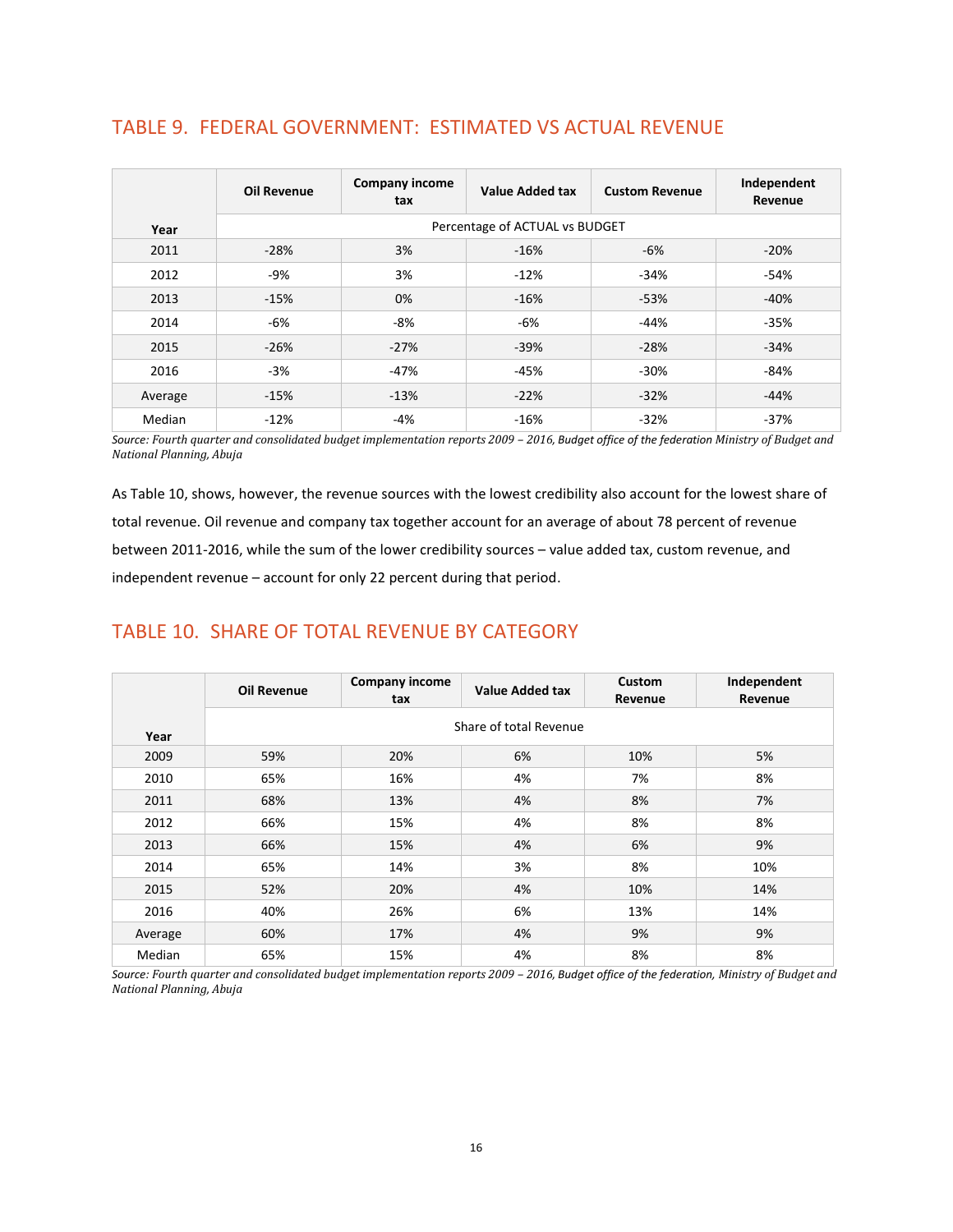## TABLE 9. FEDERAL GOVERNMENT: ESTIMATED VS ACTUAL REVENUE

| Year | Oil Revenue | Company income tax | Value Added tax | Custom Revenue | Independent Revenue |
|---|---|---|---|---|---|
| | Percentage of ACTUAL vs BUDGET | | | | |
| 2011 | -28% | 3% | -16% | -6% | -20% |
| 2012 | -9% | 3% | -12% | -34% | -54% |
| 2013 | -15% | 0% | -16% | -53% | -40% |
| 2014 | -6% | -8% | -6% | -44% | -35% |
| 2015 | -26% | -27% | -39% | -28% | -34% |
| 2016 | -3% | -47% | -45% | -30% | -84% |
| Average | -15% | -13% | -22% | -32% | -44% |
| Median | -12% | -4% | -16% | -32% | -37% |

*Source: Fourth quarter and consolidated budget implementation reports 2009 – 2016, Budget office of the federation Ministry of Budget and National Planning, Abuja*

As Table 10, shows, however, the revenue sources with the lowest credibility also account for the lowest share of total revenue. Oil revenue and company tax together account for an average of about 78 percent of revenue between 2011-2016, while the sum of the lower credibility sources – value added tax, custom revenue, and independent revenue – account for only 22 percent during that period.

## TABLE 10. SHARE OF TOTAL REVENUE BY CATEGORY

| Year | Oil Revenue | Company income tax | Value Added tax | Custom Revenue | Independent Revenue |
|---|---|---|---|---|---|
| | Share of total Revenue | | | | |
| 2009 | 59% | 20% | 6% | 10% | 5% |
| 2010 | 65% | 16% | 4% | 7% | 8% |
| 2011 | 68% | 13% | 4% | 8% | 7% |
| 2012 | 66% | 15% | 4% | 8% | 8% |
| 2013 | 66% | 15% | 4% | 6% | 9% |
| 2014 | 65% | 14% | 3% | 8% | 10% |
| 2015 | 52% | 20% | 4% | 10% | 14% |
| 2016 | 40% | 26% | 6% | 13% | 14% |
| Average | 60% | 17% | 4% | 9% | 9% |
| Median | 65% | 15% | 4% | 8% | 8% |

*Source: Fourth quarter and consolidated budget implementation reports 2009 – 2016, Budget office of the federation, Ministry of Budget and National Planning, Abuja*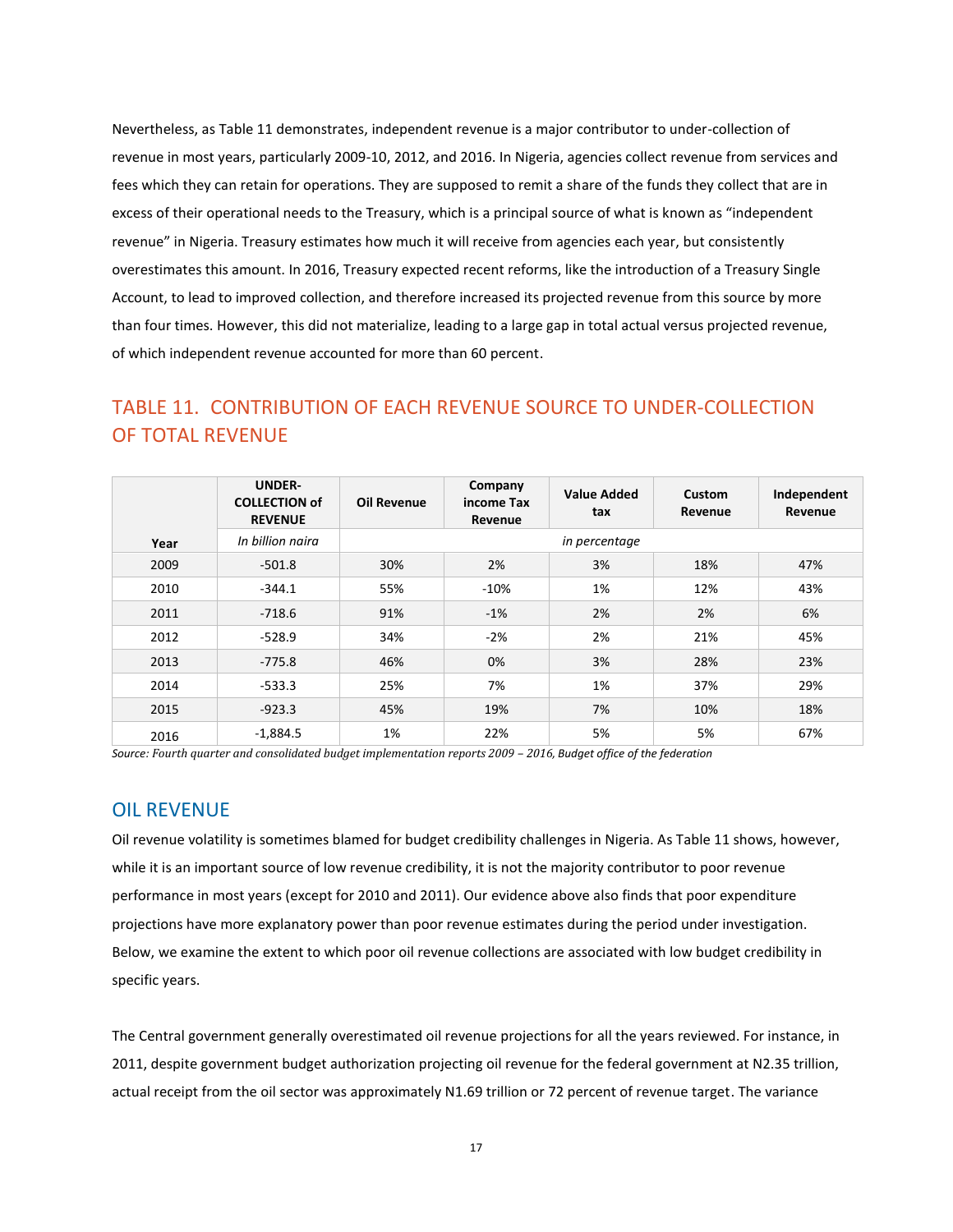Nevertheless, as Table 11 demonstrates, independent revenue is a major contributor to under-collection of revenue in most years, particularly 2009-10, 2012, and 2016. In Nigeria, agencies collect revenue from services and fees which they can retain for operations. They are supposed to remit a share of the funds they collect that are in excess of their operational needs to the Treasury, which is a principal source of what is known as "independent revenue" in Nigeria. Treasury estimates how much it will receive from agencies each year, but consistently overestimates this amount. In 2016, Treasury expected recent reforms, like the introduction of a Treasury Single Account, to lead to improved collection, and therefore increased its projected revenue from this source by more than four times. However, this did not materialize, leading to a large gap in total actual versus projected revenue, of which independent revenue accounted for more than 60 percent.

## TABLE 11. CONTRIBUTION OF EACH REVENUE SOURCE TO UNDER-COLLECTION OF TOTAL REVENUE

| Year | UNDER-COLLECTION of REVENUE | Oil Revenue | Company income Tax Revenue | Value Added tax | Custom Revenue | Independent Revenue |
|---|---|---|---|---|---|---|
| | *In billion naira* | *in percentage* | | | | |
| 2009 | -501.8 | 30% | 2% | 3% | 18% | 47% |
| 2010 | -344.1 | 55% | -10% | 1% | 12% | 43% |
| 2011 | -718.6 | 91% | -1% | 2% | 2% | 6% |
| 2012 | -528.9 | 34% | -2% | 2% | 21% | 45% |
| 2013 | -775.8 | 46% | 0% | 3% | 28% | 23% |
| 2014 | -533.3 | 25% | 7% | 1% | 37% | 29% |
| 2015 | -923.3 | 45% | 19% | 7% | 10% | 18% |
| 2016 | -1,884.5 | 1% | 22% | 5% | 5% | 67% |

*Source: Fourth quarter and consolidated budget implementation reports 2009 – 2016, Budget office of the federation*

## OIL REVENUE

Oil revenue volatility is sometimes blamed for budget credibility challenges in Nigeria. As Table 11 shows, however, while it is an important source of low revenue credibility, it is not the majority contributor to poor revenue performance in most years (except for 2010 and 2011). Our evidence above also finds that poor expenditure projections have more explanatory power than poor revenue estimates during the period under investigation. Below, we examine the extent to which poor oil revenue collections are associated with low budget credibility in specific years.

The Central government generally overestimated oil revenue projections for all the years reviewed. For instance, in 2011, despite government budget authorization projecting oil revenue for the federal government at N2.35 trillion, actual receipt from the oil sector was approximately N1.69 trillion or 72 percent of revenue target. The variance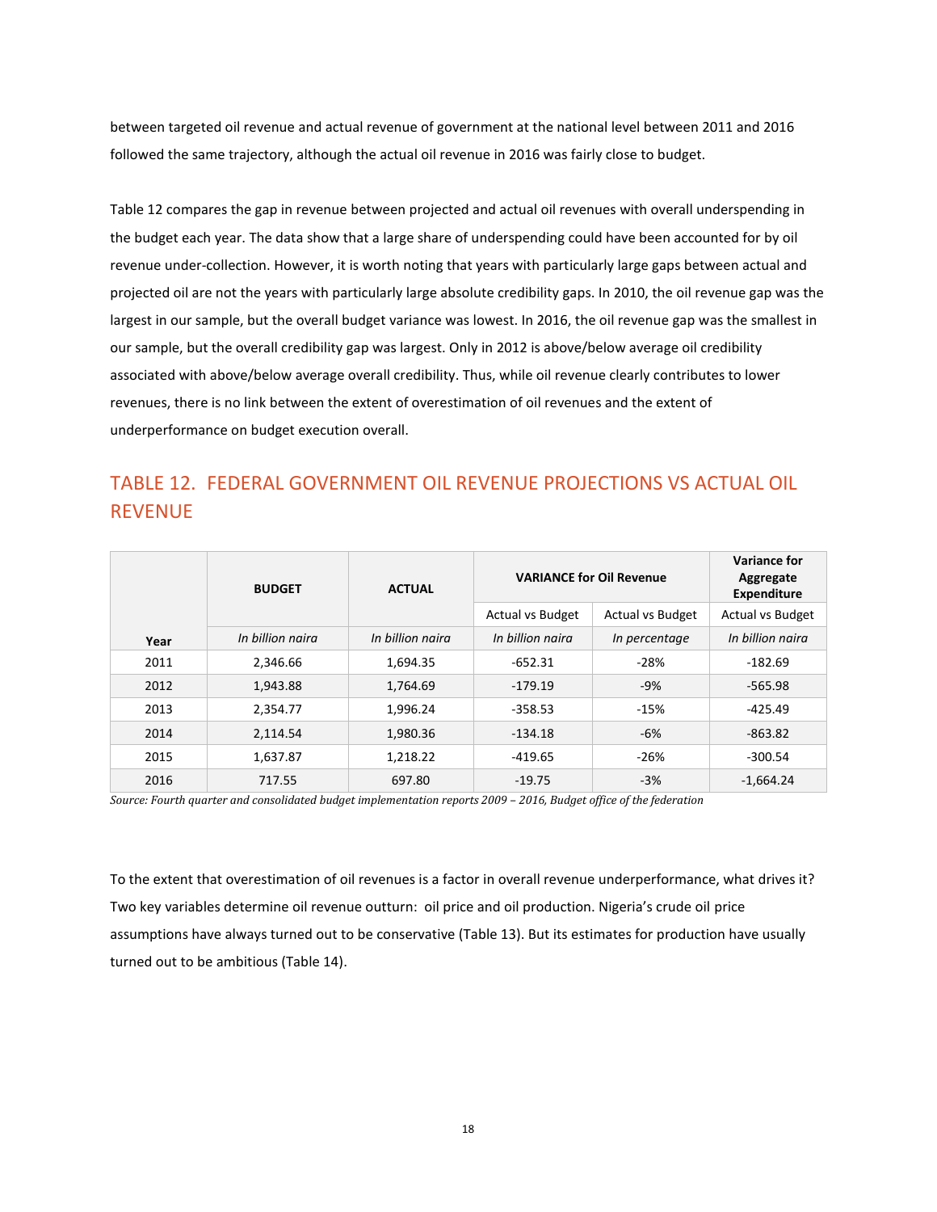between targeted oil revenue and actual revenue of government at the national level between 2011 and 2016 followed the same trajectory, although the actual oil revenue in 2016 was fairly close to budget.

Table 12 compares the gap in revenue between projected and actual oil revenues with overall underspending in the budget each year. The data show that a large share of underspending could have been accounted for by oil revenue under-collection. However, it is worth noting that years with particularly large gaps between actual and projected oil are not the years with particularly large absolute credibility gaps. In 2010, the oil revenue gap was the largest in our sample, but the overall budget variance was lowest. In 2016, the oil revenue gap was the smallest in our sample, but the overall credibility gap was largest. Only in 2012 is above/below average oil credibility associated with above/below average overall credibility. Thus, while oil revenue clearly contributes to lower revenues, there is no link between the extent of overestimation of oil revenues and the extent of underperformance on budget execution overall.

## TABLE 12. FEDERAL GOVERNMENT OIL REVENUE PROJECTIONS VS ACTUAL OIL REVENUE

| Year | BUDGET | ACTUAL | VARIANCE for Oil Revenue | | Variance for Aggregate Expenditure |
|---|---|---|---|---|---|
| | | | Actual vs Budget | Actual vs Budget | Actual vs Budget |
| | *In billion naira* | *In billion naira* | *In billion naira* | *In percentage* | *In billion naira* |
| 2011 | 2,346.66 | 1,694.35 | -652.31 | -28% | -182.69 |
| 2012 | 1,943.88 | 1,764.69 | -179.19 | -9% | -565.98 |
| 2013 | 2,354.77 | 1,996.24 | -358.53 | -15% | -425.49 |
| 2014 | 2,114.54 | 1,980.36 | -134.18 | -6% | -863.82 |
| 2015 | 1,637.87 | 1,218.22 | -419.65 | -26% | -300.54 |
| 2016 | 717.55 | 697.80 | -19.75 | -3% | -1,664.24 |

*Source: Fourth quarter and consolidated budget implementation reports 2009 – 2016, Budget office of the federation*

To the extent that overestimation of oil revenues is a factor in overall revenue underperformance, what drives it? Two key variables determine oil revenue outturn: oil price and oil production. Nigeria's crude oil price assumptions have always turned out to be conservative (Table 13). But its estimates for production have usually turned out to be ambitious (Table 14).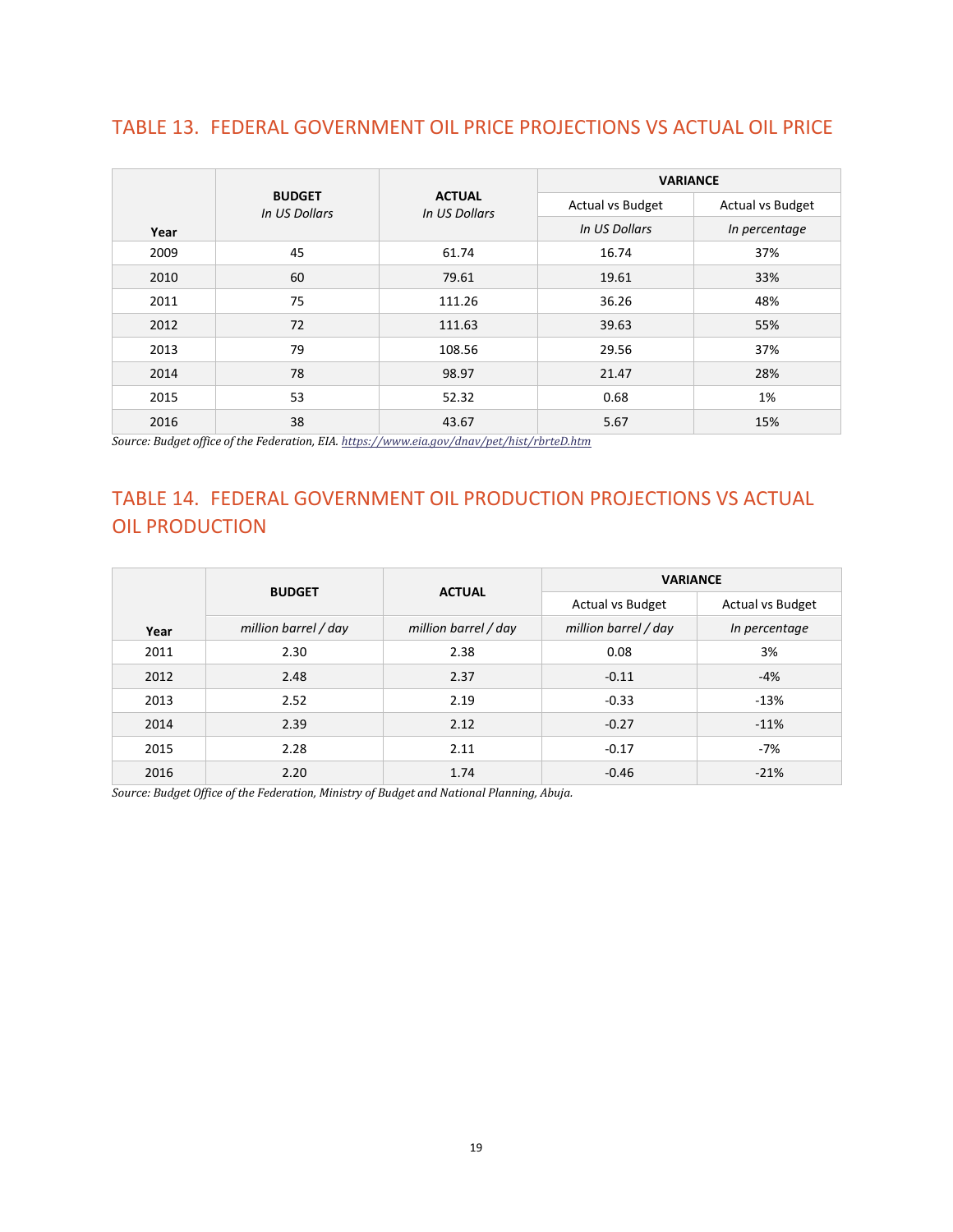## TABLE 13. FEDERAL GOVERNMENT OIL PRICE PROJECTIONS VS ACTUAL OIL PRICE

| Year | **BUDGET** *In US Dollars* | **ACTUAL** *In US Dollars* | **VARIANCE** Actual vs Budget *In US Dollars* | Actual vs Budget *In percentage* |
|---|---|---|---|---|
| 2009 | 45 | 61.74 | 16.74 | 37% |
| 2010 | 60 | 79.61 | 19.61 | 33% |
| 2011 | 75 | 111.26 | 36.26 | 48% |
| 2012 | 72 | 111.63 | 39.63 | 55% |
| 2013 | 79 | 108.56 | 29.56 | 37% |
| 2014 | 78 | 98.97 | 21.47 | 28% |
| 2015 | 53 | 52.32 | 0.68 | 1% |
| 2016 | 38 | 43.67 | 5.67 | 15% |

*Source: Budget office of the Federation, EIA. https://www.eia.gov/dnav/pet/hist/rbrteD.htm*

## TABLE 14. FEDERAL GOVERNMENT OIL PRODUCTION PROJECTIONS VS ACTUAL OIL PRODUCTION

| Year | **BUDGET** *million barrel / day* | **ACTUAL** *million barrel / day* | **VARIANCE** Actual vs Budget *million barrel / day* | Actual vs Budget *In percentage* |
|---|---|---|---|---|
| 2011 | 2.30 | 2.38 | 0.08 | 3% |
| 2012 | 2.48 | 2.37 | -0.11 | -4% |
| 2013 | 2.52 | 2.19 | -0.33 | -13% |
| 2014 | 2.39 | 2.12 | -0.27 | -11% |
| 2015 | 2.28 | 2.11 | -0.17 | -7% |
| 2016 | 2.20 | 1.74 | -0.46 | -21% |

*Source: Budget Office of the Federation, Ministry of Budget and National Planning, Abuja.*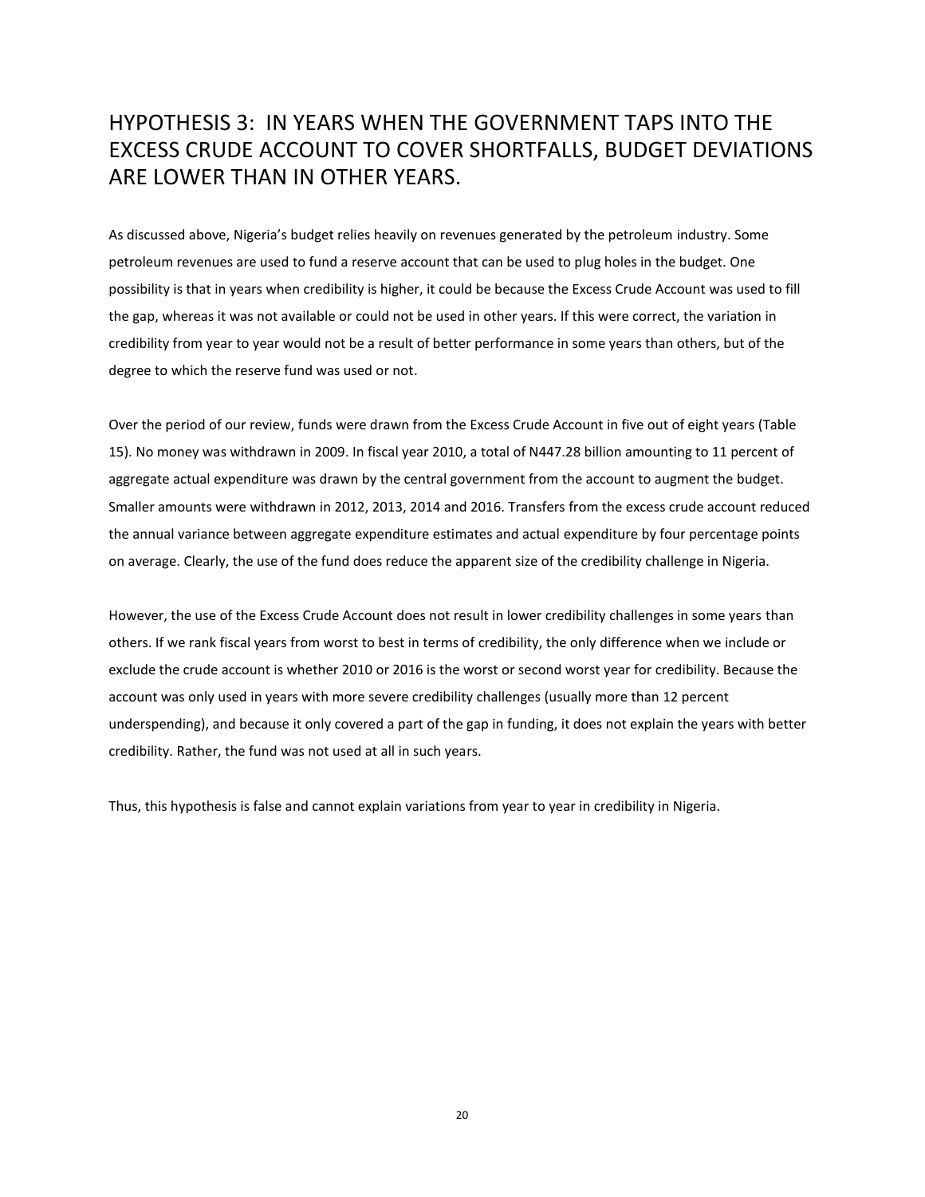## HYPOTHESIS 3: IN YEARS WHEN THE GOVERNMENT TAPS INTO THE EXCESS CRUDE ACCOUNT TO COVER SHORTFALLS, BUDGET DEVIATIONS ARE LOWER THAN IN OTHER YEARS.

As discussed above, Nigeria's budget relies heavily on revenues generated by the petroleum industry. Some petroleum revenues are used to fund a reserve account that can be used to plug holes in the budget. One possibility is that in years when credibility is higher, it could be because the Excess Crude Account was used to fill the gap, whereas it was not available or could not be used in other years. If this were correct, the variation in credibility from year to year would not be a result of better performance in some years than others, but of the degree to which the reserve fund was used or not.

Over the period of our review, funds were drawn from the Excess Crude Account in five out of eight years (Table 15). No money was withdrawn in 2009. In fiscal year 2010, a total of N447.28 billion amounting to 11 percent of aggregate actual expenditure was drawn by the central government from the account to augment the budget. Smaller amounts were withdrawn in 2012, 2013, 2014 and 2016. Transfers from the excess crude account reduced the annual variance between aggregate expenditure estimates and actual expenditure by four percentage points on average. Clearly, the use of the fund does reduce the apparent size of the credibility challenge in Nigeria.

However, the use of the Excess Crude Account does not result in lower credibility challenges in some years than others. If we rank fiscal years from worst to best in terms of credibility, the only difference when we include or exclude the crude account is whether 2010 or 2016 is the worst or second worst year for credibility. Because the account was only used in years with more severe credibility challenges (usually more than 12 percent underspending), and because it only covered a part of the gap in funding, it does not explain the years with better credibility. Rather, the fund was not used at all in such years.

Thus, this hypothesis is false and cannot explain variations from year to year in credibility in Nigeria.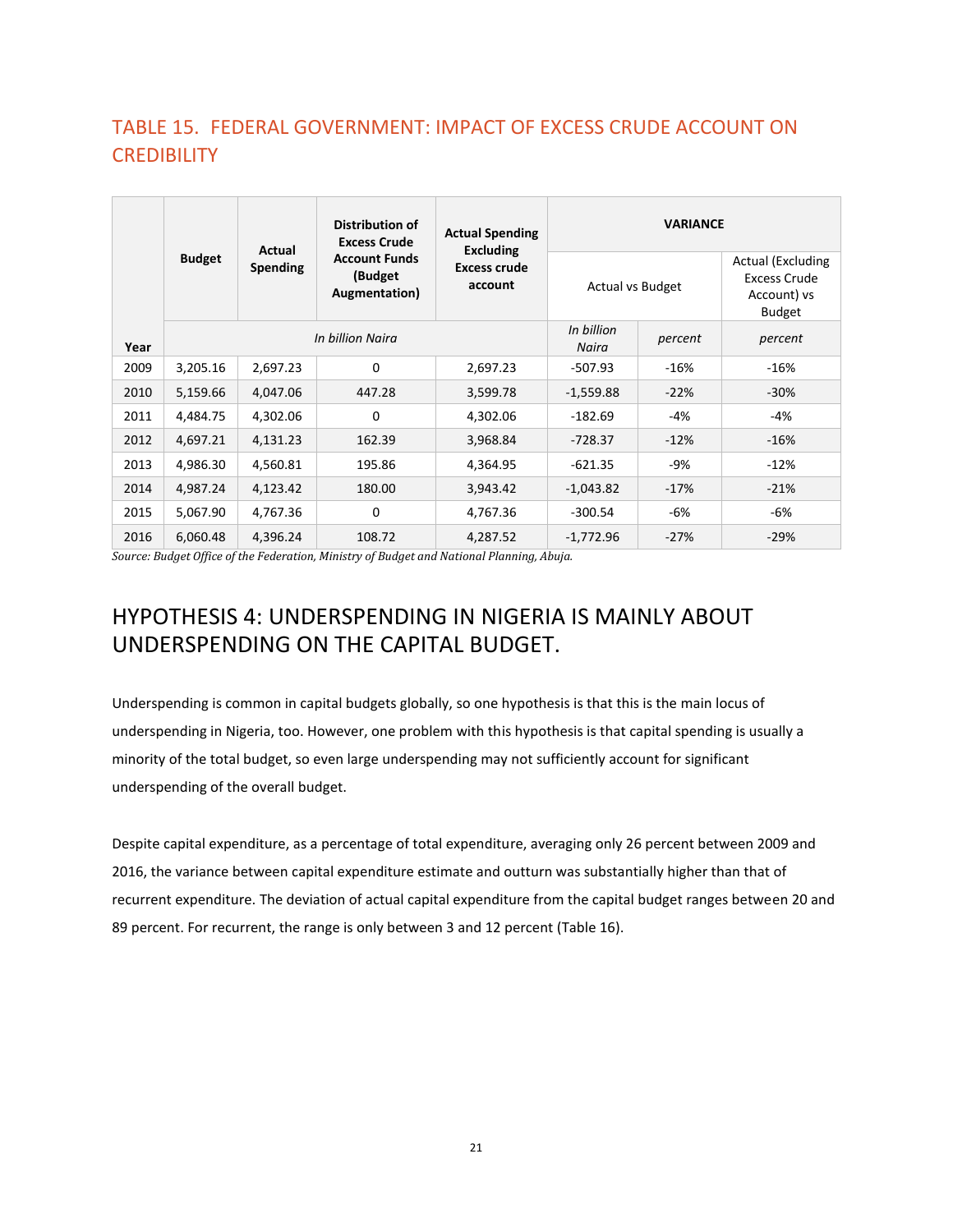## TABLE 15. FEDERAL GOVERNMENT: IMPACT OF EXCESS CRUDE ACCOUNT ON CREDIBILITY

| Year | Budget | Actual Spending | Distribution of Excess Crude Account Funds (Budget Augmentation) | Actual Spending Excluding Excess crude account | VARIANCE | | |
|---|---|---|---|---|---|---|---|
| | | | | | Actual vs Budget | | Actual (Excluding Excess Crude Account) vs Budget |
| | *In billion Naira* | | | | *In billion Naira* | *percent* | *percent* |
| 2009 | 3,205.16 | 2,697.23 | 0 | 2,697.23 | -507.93 | -16% | -16% |
| 2010 | 5,159.66 | 4,047.06 | 447.28 | 3,599.78 | -1,559.88 | -22% | -30% |
| 2011 | 4,484.75 | 4,302.06 | 0 | 4,302.06 | -182.69 | -4% | -4% |
| 2012 | 4,697.21 | 4,131.23 | 162.39 | 3,968.84 | -728.37 | -12% | -16% |
| 2013 | 4,986.30 | 4,560.81 | 195.86 | 4,364.95 | -621.35 | -9% | -12% |
| 2014 | 4,987.24 | 4,123.42 | 180.00 | 3,943.42 | -1,043.82 | -17% | -21% |
| 2015 | 5,067.90 | 4,767.36 | 0 | 4,767.36 | -300.54 | -6% | -6% |
| 2016 | 6,060.48 | 4,396.24 | 108.72 | 4,287.52 | -1,772.96 | -27% | -29% |

*Source: Budget Office of the Federation, Ministry of Budget and National Planning, Abuja.*

## HYPOTHESIS 4: UNDERSPENDING IN NIGERIA IS MAINLY ABOUT UNDERSPENDING ON THE CAPITAL BUDGET.

Underspending is common in capital budgets globally, so one hypothesis is that this is the main locus of underspending in Nigeria, too. However, one problem with this hypothesis is that capital spending is usually a minority of the total budget, so even large underspending may not sufficiently account for significant underspending of the overall budget.

Despite capital expenditure, as a percentage of total expenditure, averaging only 26 percent between 2009 and 2016, the variance between capital expenditure estimate and outturn was substantially higher than that of recurrent expenditure. The deviation of actual capital expenditure from the capital budget ranges between 20 and 89 percent. For recurrent, the range is only between 3 and 12 percent (Table 16).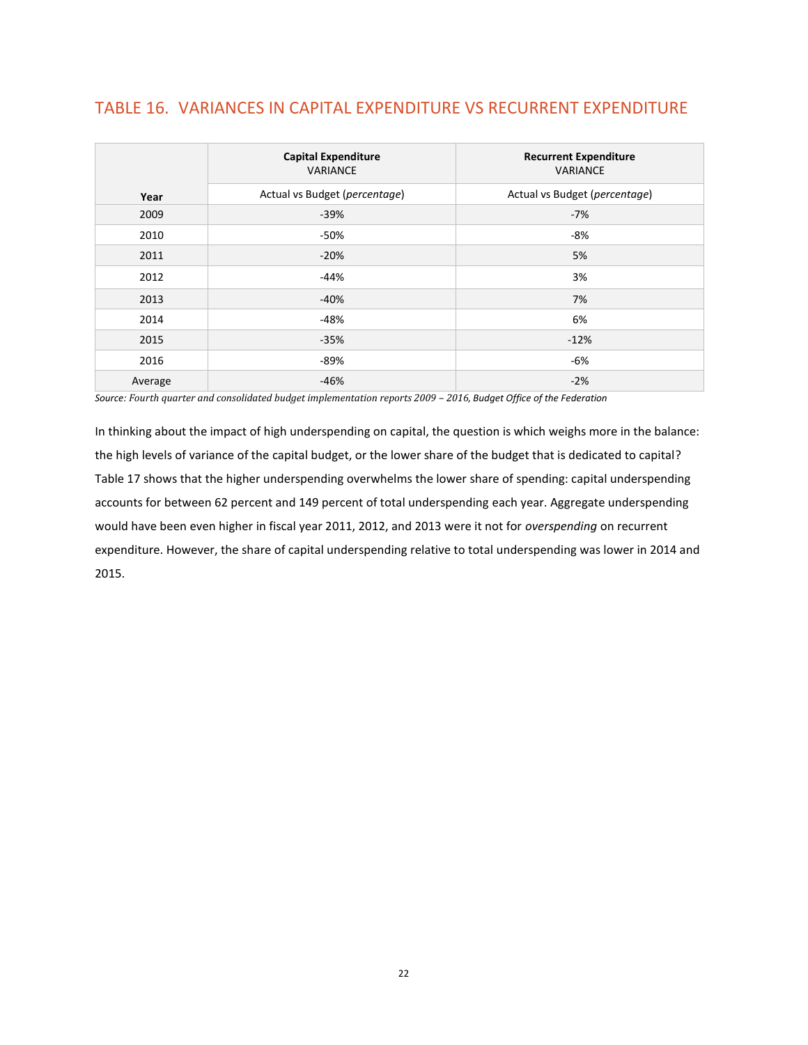## TABLE 16. VARIANCES IN CAPITAL EXPENDITURE VS RECURRENT EXPENDITURE

| Year | **Capital Expenditure** VARIANCE | **Recurrent Expenditure** VARIANCE |
|---|---|---|
| | Actual vs Budget (*percentage*) | Actual vs Budget (*percentage*) |
| 2009 | -39% | -7% |
| 2010 | -50% | -8% |
| 2011 | -20% | 5% |
| 2012 | -44% | 3% |
| 2013 | -40% | 7% |
| 2014 | -48% | 6% |
| 2015 | -35% | -12% |
| 2016 | -89% | -6% |
| Average | -46% | -2% |

*Source: Fourth quarter and consolidated budget implementation reports 2009 – 2016, Budget Office of the Federation*

In thinking about the impact of high underspending on capital, the question is which weighs more in the balance: the high levels of variance of the capital budget, or the lower share of the budget that is dedicated to capital? Table 17 shows that the higher underspending overwhelms the lower share of spending: capital underspending accounts for between 62 percent and 149 percent of total underspending each year. Aggregate underspending would have been even higher in fiscal year 2011, 2012, and 2013 were it not for *overspending* on recurrent expenditure. However, the share of capital underspending relative to total underspending was lower in 2014 and 2015.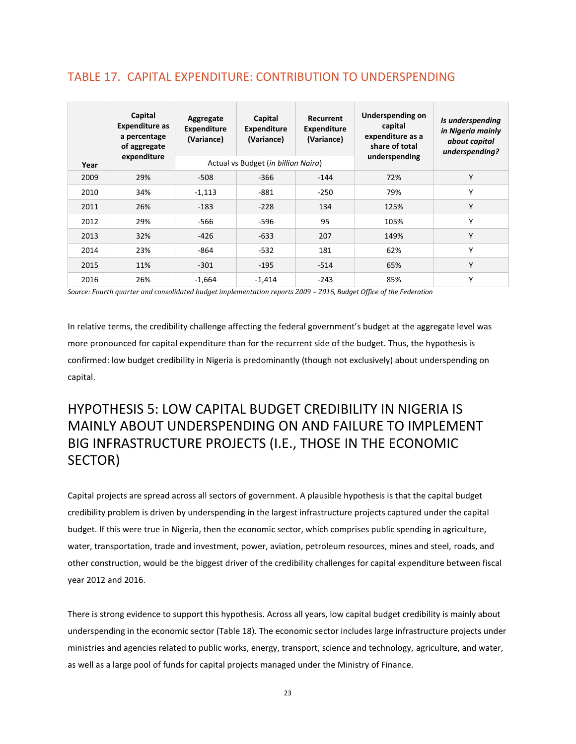## TABLE 17. CAPITAL EXPENDITURE: CONTRIBUTION TO UNDERSPENDING

| Year | Capital Expenditure as a percentage of aggregate expenditure | Aggregate Expenditure (Variance) | Capital Expenditure (Variance) | Recurrent Expenditure (Variance) | Underspending on capital expenditure as a share of total underspending | *Is underspending in Nigeria mainly about capital underspending?* |
|---|---|---|---|---|---|---|
| | | Actual vs Budget (*in billion Naira*) | | | | |
| 2009 | 29% | -508 | -366 | -144 | 72% | Y |
| 2010 | 34% | -1,113 | -881 | -250 | 79% | Y |
| 2011 | 26% | -183 | -228 | 134 | 125% | Y |
| 2012 | 29% | -566 | -596 | 95 | 105% | Y |
| 2013 | 32% | -426 | -633 | 207 | 149% | Y |
| 2014 | 23% | -864 | -532 | 181 | 62% | Y |
| 2015 | 11% | -301 | -195 | -514 | 65% | Y |
| 2016 | 26% | -1,664 | -1,414 | -243 | 85% | Y |

*Source: Fourth quarter and consolidated budget implementation reports 2009 – 2016, Budget Office of the Federation*

In relative terms, the credibility challenge affecting the federal government's budget at the aggregate level was more pronounced for capital expenditure than for the recurrent side of the budget. Thus, the hypothesis is confirmed: low budget credibility in Nigeria is predominantly (though not exclusively) about underspending on capital.

## HYPOTHESIS 5: LOW CAPITAL BUDGET CREDIBILITY IN NIGERIA IS MAINLY ABOUT UNDERSPENDING ON AND FAILURE TO IMPLEMENT BIG INFRASTRUCTURE PROJECTS (I.E., THOSE IN THE ECONOMIC SECTOR)

Capital projects are spread across all sectors of government. A plausible hypothesis is that the capital budget credibility problem is driven by underspending in the largest infrastructure projects captured under the capital budget. If this were true in Nigeria, then the economic sector, which comprises public spending in agriculture, water, transportation, trade and investment, power, aviation, petroleum resources, mines and steel, roads, and other construction, would be the biggest driver of the credibility challenges for capital expenditure between fiscal year 2012 and 2016.

There is strong evidence to support this hypothesis. Across all years, low capital budget credibility is mainly about underspending in the economic sector (Table 18). The economic sector includes large infrastructure projects under ministries and agencies related to public works, energy, transport, science and technology, agriculture, and water, as well as a large pool of funds for capital projects managed under the Ministry of Finance.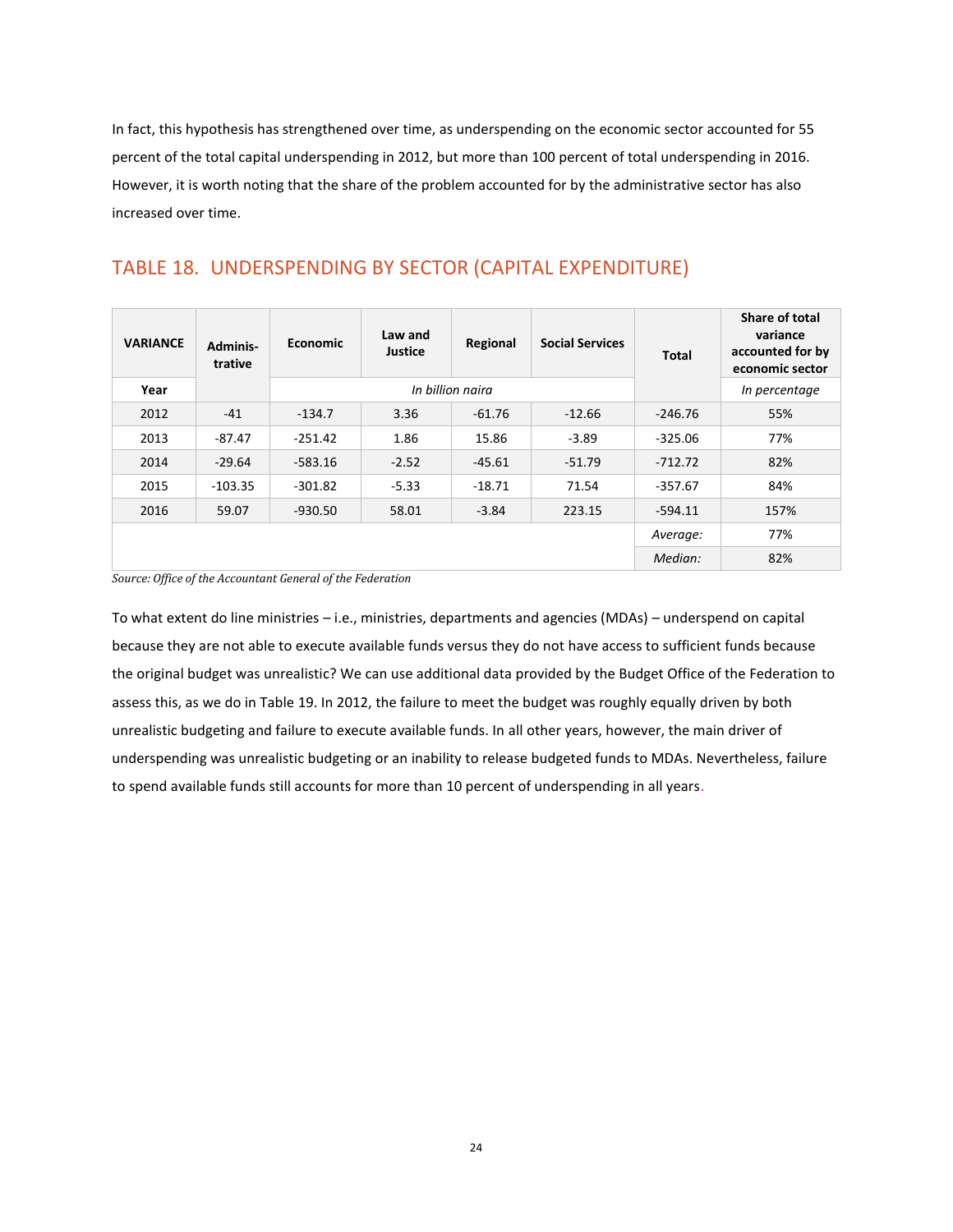In fact, this hypothesis has strengthened over time, as underspending on the economic sector accounted for 55 percent of the total capital underspending in 2012, but more than 100 percent of total underspending in 2016. However, it is worth noting that the share of the problem accounted for by the administrative sector has also increased over time.

## TABLE 18. UNDERSPENDING BY SECTOR (CAPITAL EXPENDITURE)

| VARIANCE | Adminis-trative | Economic | Law and Justice | Regional | Social Services | Total | Share of total variance accounted for by economic sector |
|---|---|---|---|---|---|---|---|
| Year | | *In billion naira* | | | | | *In percentage* |
| 2012 | -41 | -134.7 | 3.36 | -61.76 | -12.66 | -246.76 | 55% |
| 2013 | -87.47 | -251.42 | 1.86 | 15.86 | -3.89 | -325.06 | 77% |
| 2014 | -29.64 | -583.16 | -2.52 | -45.61 | -51.79 | -712.72 | 82% |
| 2015 | -103.35 | -301.82 | -5.33 | -18.71 | 71.54 | -357.67 | 84% |
| 2016 | 59.07 | -930.50 | 58.01 | -3.84 | 223.15 | -594.11 | 157% |
| | | | | | | *Average:* | 77% |
| | | | | | | *Median:* | 82% |

*Source: Office of the Accountant General of the Federation*

To what extent do line ministries – i.e., ministries, departments and agencies (MDAs) – underspend on capital because they are not able to execute available funds versus they do not have access to sufficient funds because the original budget was unrealistic? We can use additional data provided by the Budget Office of the Federation to assess this, as we do in Table 19. In 2012, the failure to meet the budget was roughly equally driven by both unrealistic budgeting and failure to execute available funds. In all other years, however, the main driver of underspending was unrealistic budgeting or an inability to release budgeted funds to MDAs. Nevertheless, failure to spend available funds still accounts for more than 10 percent of underspending in all years.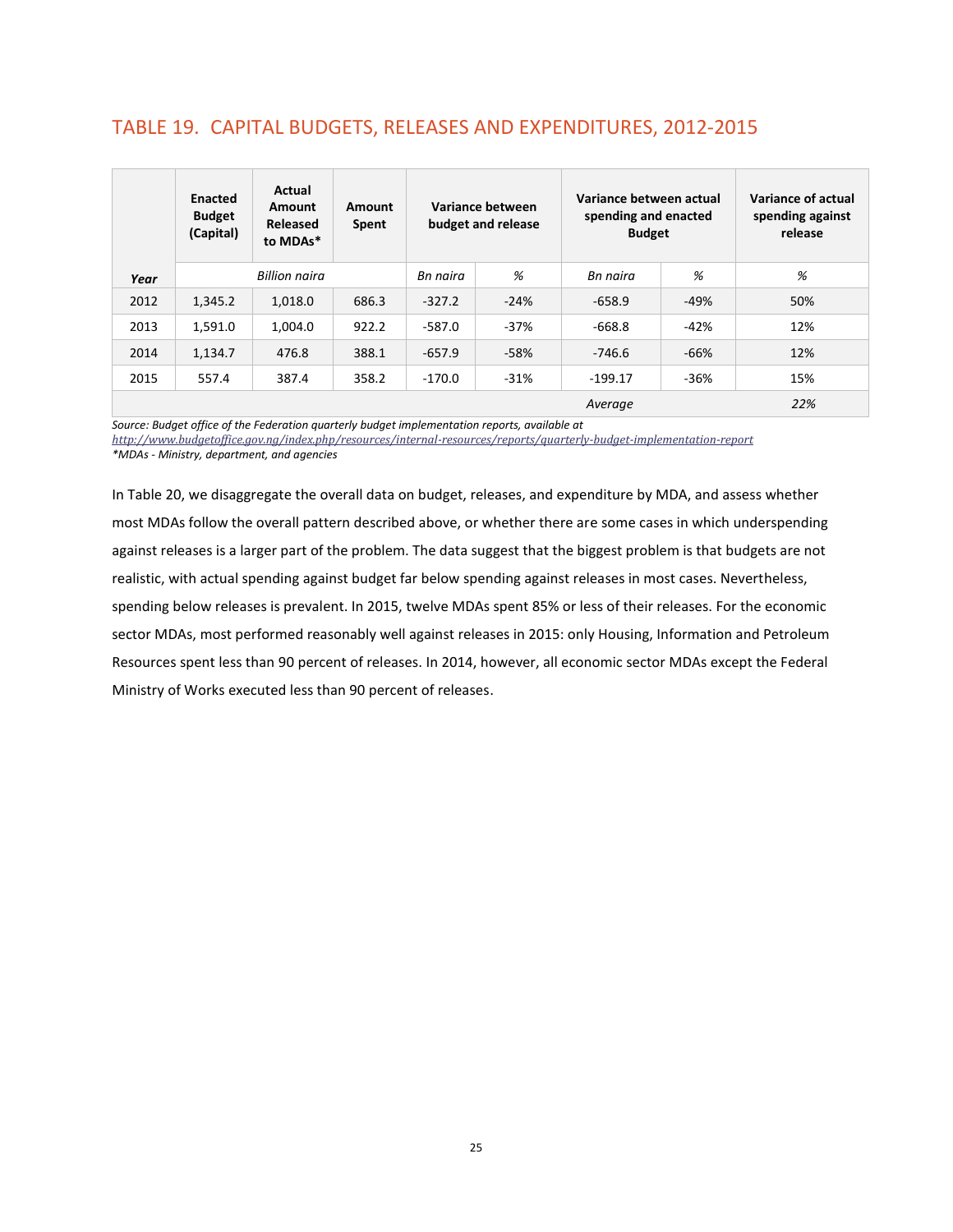## TABLE 19. CAPITAL BUDGETS, RELEASES AND EXPENDITURES, 2012-2015

| | Enacted Budget (Capital) | Actual Amount Released to MDAs* | Amount Spent | Variance between budget and release | | Variance between actual spending and enacted Budget | | Variance of actual spending against release |
|---|---|---|---|---|---|---|---|---|
| *Year* | *Billion naira* | | | *Bn naira* | *%* | *Bn naira* | *%* | *%* |
| 2012 | 1,345.2 | 1,018.0 | 686.3 | -327.2 | -24% | -658.9 | -49% | 50% |
| 2013 | 1,591.0 | 1,004.0 | 922.2 | -587.0 | -37% | -668.8 | -42% | 12% |
| 2014 | 1,134.7 | 476.8 | 388.1 | -657.9 | -58% | -746.6 | -66% | 12% |
| 2015 | 557.4 | 387.4 | 358.2 | -170.0 | -31% | -199.17 | -36% | 15% |
| | | | | | | *Average* | | *22%* |

*Source: Budget office of the Federation quarterly budget implementation reports, available at http://www.budgetoffice.gov.ng/index.php/resources/internal-resources/reports/quarterly-budget-implementation-report*
*\*MDAs - Ministry, department, and agencies*

In Table 20, we disaggregate the overall data on budget, releases, and expenditure by MDA, and assess whether most MDAs follow the overall pattern described above, or whether there are some cases in which underspending against releases is a larger part of the problem. The data suggest that the biggest problem is that budgets are not realistic, with actual spending against budget far below spending against releases in most cases. Nevertheless, spending below releases is prevalent. In 2015, twelve MDAs spent 85% or less of their releases. For the economic sector MDAs, most performed reasonably well against releases in 2015: only Housing, Information and Petroleum Resources spent less than 90 percent of releases. In 2014, however, all economic sector MDAs except the Federal Ministry of Works executed less than 90 percent of releases.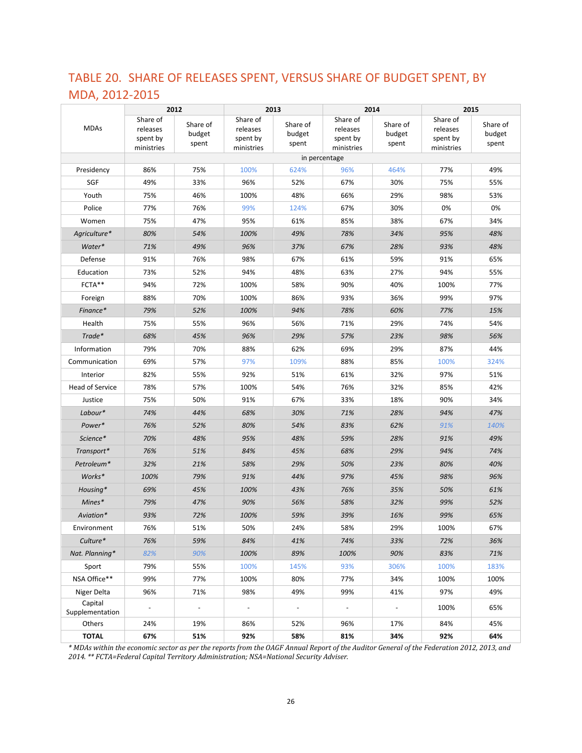## TABLE 20. SHARE OF RELEASES SPENT, VERSUS SHARE OF BUDGET SPENT, BY MDA, 2012-2015

| MDAs | 2012 | | 2013 | | 2014 | | 2015 | |
|---|---|---|---|---|---|---|---|---|
| | Share of releases spent by ministries | Share of budget spent | Share of releases spent by ministries | Share of budget spent | Share of releases spent by ministries | Share of budget spent | Share of releases spent by ministries | Share of budget spent |
| | in percentage | | | | | | | |
| Presidency | 86% | 75% | 100% | 624% | 96% | 464% | 77% | 49% |
| SGF | 49% | 33% | 96% | 52% | 67% | 30% | 75% | 55% |
| Youth | 75% | 46% | 100% | 48% | 66% | 29% | 98% | 53% |
| Police | 77% | 76% | 99% | 124% | 67% | 30% | 0% | 0% |
| Women | 75% | 47% | 95% | 61% | 85% | 38% | 67% | 34% |
| *Agriculture** | *80%* | *54%* | *100%* | *49%* | *78%* | *34%* | *95%* | *48%* |
| *Water** | *71%* | *49%* | *96%* | *37%* | *67%* | *28%* | *93%* | *48%* |
| Defense | 91% | 76% | 98% | 67% | 61% | 59% | 91% | 65% |
| Education | 73% | 52% | 94% | 48% | 63% | 27% | 94% | 55% |
| FCTA** | 94% | 72% | 100% | 58% | 90% | 40% | 100% | 77% |
| Foreign | 88% | 70% | 100% | 86% | 93% | 36% | 99% | 97% |
| *Finance** | *79%* | *52%* | *100%* | *94%* | *78%* | *60%* | *77%* | *15%* |
| Health | 75% | 55% | 96% | 56% | 71% | 29% | 74% | 54% |
| *Trade** | *68%* | *45%* | *96%* | *29%* | *57%* | *23%* | *98%* | *56%* |
| Information | 79% | 70% | 88% | 62% | 69% | 29% | 87% | 44% |
| Communication | 69% | 57% | 97% | 109% | 88% | 85% | 100% | 324% |
| Interior | 82% | 55% | 92% | 51% | 61% | 32% | 97% | 51% |
| Head of Service | 78% | 57% | 100% | 54% | 76% | 32% | 85% | 42% |
| Justice | 75% | 50% | 91% | 67% | 33% | 18% | 90% | 34% |
| *Labour** | *74%* | *44%* | *68%* | *30%* | *71%* | *28%* | *94%* | *47%* |
| *Power** | *76%* | *52%* | *80%* | *54%* | *83%* | *62%* | *91%* | *140%* |
| *Science** | *70%* | *48%* | *95%* | *48%* | *59%* | *28%* | *91%* | *49%* |
| *Transport** | *76%* | *51%* | *84%* | *45%* | *68%* | *29%* | *94%* | *74%* |
| *Petroleum** | *32%* | *21%* | *58%* | *29%* | *50%* | *23%* | *80%* | *40%* |
| *Works** | *100%* | *79%* | *91%* | *44%* | *97%* | *45%* | *98%* | *96%* |
| *Housing** | *69%* | *45%* | *100%* | *43%* | *76%* | *35%* | *50%* | *61%* |
| *Mines** | *79%* | *47%* | *90%* | *56%* | *58%* | *32%* | *99%* | *52%* |
| *Aviation** | *93%* | *72%* | *100%* | *59%* | *39%* | *16%* | *99%* | *65%* |
| Environment | 76% | 51% | 50% | 24% | 58% | 29% | 100% | 67% |
| *Culture** | *76%* | *59%* | *84%* | *41%* | *74%* | *33%* | *72%* | *36%* |
| *Nat. Planning** | *82%* | *90%* | *100%* | *89%* | *100%* | *90%* | *83%* | *71%* |
| Sport | 79% | 55% | 100% | 145% | 93% | 306% | 100% | 183% |
| NSA Office** | 99% | 77% | 100% | 80% | 77% | 34% | 100% | 100% |
| Niger Delta | 96% | 71% | 98% | 49% | 99% | 41% | 97% | 49% |
| Capital Supplementation | - | - | - | - | - | - | 100% | 65% |
| Others | 24% | 19% | 86% | 52% | 96% | 17% | 84% | 45% |
| **TOTAL** | **67%** | **51%** | **92%** | **58%** | **81%** | **34%** | **92%** | **64%** |

*\* MDAs within the economic sector as per the reports from the OAGF Annual Report of the Auditor General of the Federation 2012, 2013, and 2014. \*\* FCTA=Federal Capital Territory Administration; NSA=National Security Adviser.*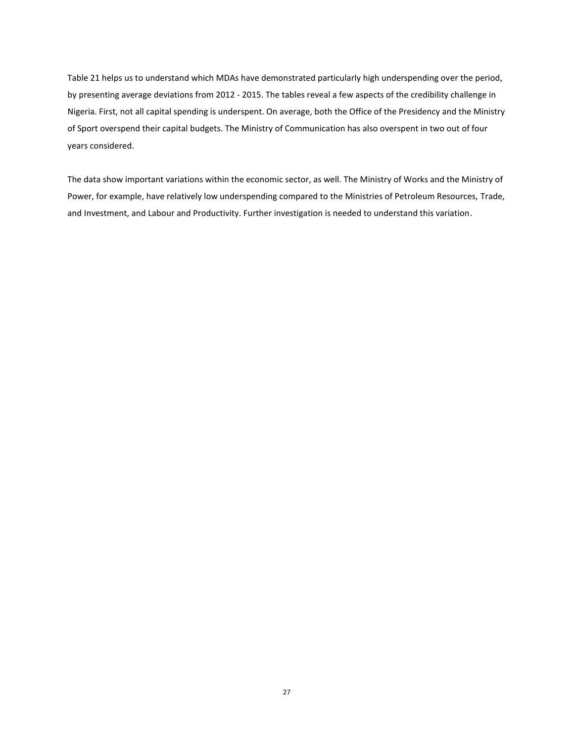Table 21 helps us to understand which MDAs have demonstrated particularly high underspending over the period, by presenting average deviations from 2012 - 2015. The tables reveal a few aspects of the credibility challenge in Nigeria. First, not all capital spending is underspent. On average, both the Office of the Presidency and the Ministry of Sport overspend their capital budgets. The Ministry of Communication has also overspent in two out of four years considered.

The data show important variations within the economic sector, as well. The Ministry of Works and the Ministry of Power, for example, have relatively low underspending compared to the Ministries of Petroleum Resources, Trade, and Investment, and Labour and Productivity. Further investigation is needed to understand this variation.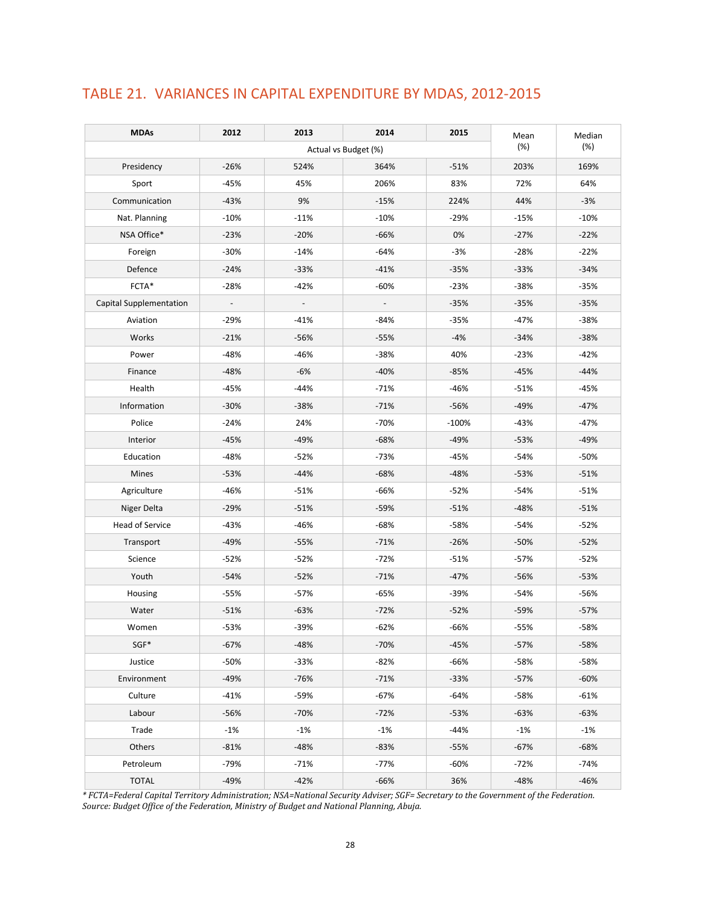## TABLE 21. VARIANCES IN CAPITAL EXPENDITURE BY MDAS, 2012-2015

| MDAs | 2012 | 2013 | 2014 | 2015 | Mean (%) | Median (%) |
|---|---|---|---|---|---|---|
| | Actual vs Budget (%) | | | | | |
| Presidency | -26% | 524% | 364% | -51% | 203% | 169% |
| Sport | -45% | 45% | 206% | 83% | 72% | 64% |
| Communication | -43% | 9% | -15% | 224% | 44% | -3% |
| Nat. Planning | -10% | -11% | -10% | -29% | -15% | -10% |
| NSA Office* | -23% | -20% | -66% | 0% | -27% | -22% |
| Foreign | -30% | -14% | -64% | -3% | -28% | -22% |
| Defence | -24% | -33% | -41% | -35% | -33% | -34% |
| FCTA* | -28% | -42% | -60% | -23% | -38% | -35% |
| Capital Supplementation | - | - | - | -35% | -35% | -35% |
| Aviation | -29% | -41% | -84% | -35% | -47% | -38% |
| Works | -21% | -56% | -55% | -4% | -34% | -38% |
| Power | -48% | -46% | -38% | 40% | -23% | -42% |
| Finance | -48% | -6% | -40% | -85% | -45% | -44% |
| Health | -45% | -44% | -71% | -46% | -51% | -45% |
| Information | -30% | -38% | -71% | -56% | -49% | -47% |
| Police | -24% | 24% | -70% | -100% | -43% | -47% |
| Interior | -45% | -49% | -68% | -49% | -53% | -49% |
| Education | -48% | -52% | -73% | -45% | -54% | -50% |
| Mines | -53% | -44% | -68% | -48% | -53% | -51% |
| Agriculture | -46% | -51% | -66% | -52% | -54% | -51% |
| Niger Delta | -29% | -51% | -59% | -51% | -48% | -51% |
| Head of Service | -43% | -46% | -68% | -58% | -54% | -52% |
| Transport | -49% | -55% | -71% | -26% | -50% | -52% |
| Science | -52% | -52% | -72% | -51% | -57% | -52% |
| Youth | -54% | -52% | -71% | -47% | -56% | -53% |
| Housing | -55% | -57% | -65% | -39% | -54% | -56% |
| Water | -51% | -63% | -72% | -52% | -59% | -57% |
| Women | -53% | -39% | -62% | -66% | -55% | -58% |
| SGF* | -67% | -48% | -70% | -45% | -57% | -58% |
| Justice | -50% | -33% | -82% | -66% | -58% | -58% |
| Environment | -49% | -76% | -71% | -33% | -57% | -60% |
| Culture | -41% | -59% | -67% | -64% | -58% | -61% |
| Labour | -56% | -70% | -72% | -53% | -63% | -63% |
| Trade | -1% | -1% | -1% | -44% | -1% | -1% |
| Others | -81% | -48% | -83% | -55% | -67% | -68% |
| Petroleum | -79% | -71% | -77% | -60% | -72% | -74% |
| TOTAL | -49% | -42% | -66% | 36% | -48% | -46% |

*\* FCTA=Federal Capital Territory Administration; NSA=National Security Adviser; SGF= Secretary to the Government of the Federation.*
*Source: Budget Office of the Federation, Ministry of Budget and National Planning, Abuja.*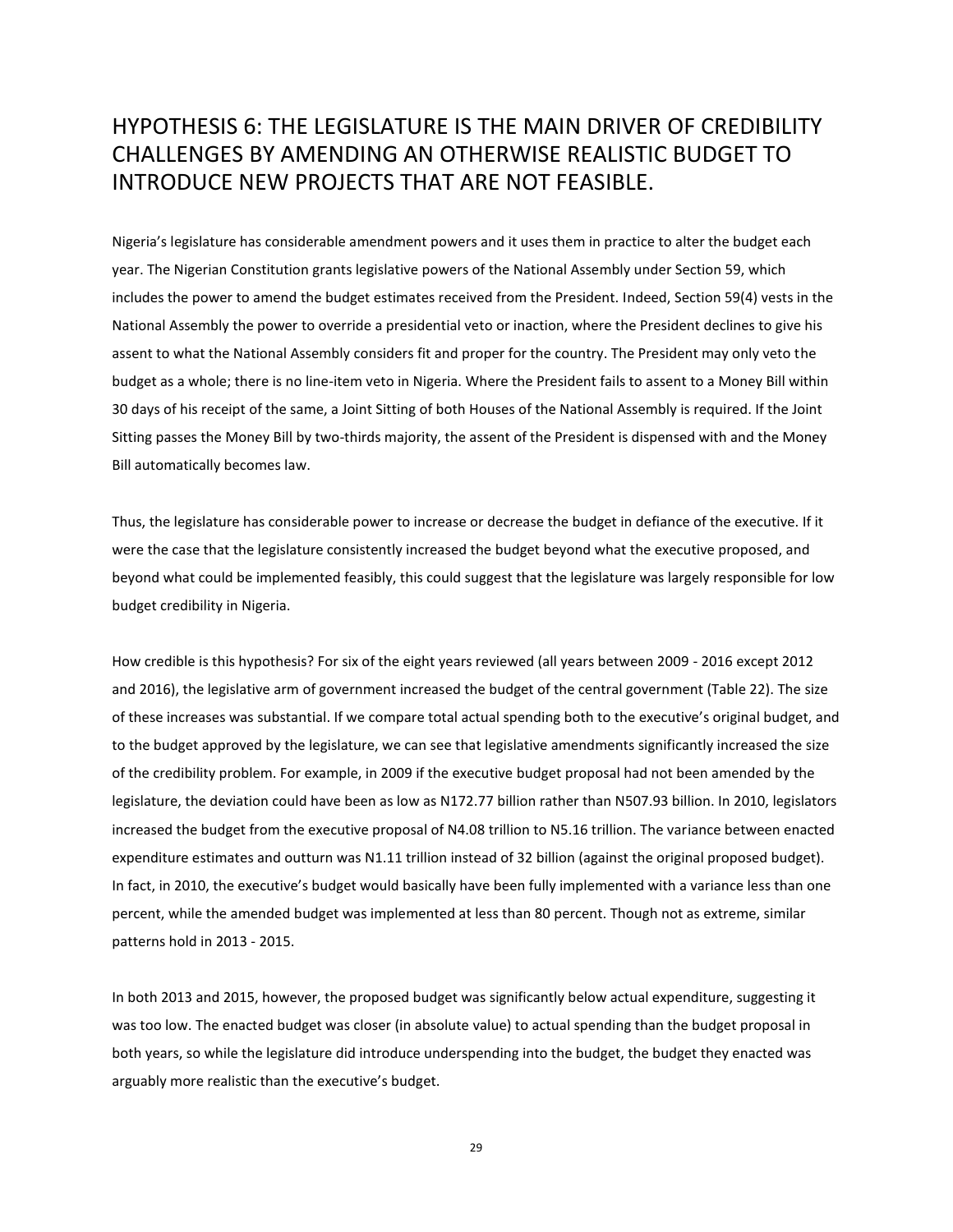## HYPOTHESIS 6: THE LEGISLATURE IS THE MAIN DRIVER OF CREDIBILITY CHALLENGES BY AMENDING AN OTHERWISE REALISTIC BUDGET TO INTRODUCE NEW PROJECTS THAT ARE NOT FEASIBLE.

Nigeria's legislature has considerable amendment powers and it uses them in practice to alter the budget each year. The Nigerian Constitution grants legislative powers of the National Assembly under Section 59, which includes the power to amend the budget estimates received from the President. Indeed, Section 59(4) vests in the National Assembly the power to override a presidential veto or inaction, where the President declines to give his assent to what the National Assembly considers fit and proper for the country. The President may only veto the budget as a whole; there is no line-item veto in Nigeria. Where the President fails to assent to a Money Bill within 30 days of his receipt of the same, a Joint Sitting of both Houses of the National Assembly is required. If the Joint Sitting passes the Money Bill by two-thirds majority, the assent of the President is dispensed with and the Money Bill automatically becomes law.

Thus, the legislature has considerable power to increase or decrease the budget in defiance of the executive. If it were the case that the legislature consistently increased the budget beyond what the executive proposed, and beyond what could be implemented feasibly, this could suggest that the legislature was largely responsible for low budget credibility in Nigeria.

How credible is this hypothesis? For six of the eight years reviewed (all years between 2009 - 2016 except 2012 and 2016), the legislative arm of government increased the budget of the central government (Table 22). The size of these increases was substantial. If we compare total actual spending both to the executive's original budget, and to the budget approved by the legislature, we can see that legislative amendments significantly increased the size of the credibility problem. For example, in 2009 if the executive budget proposal had not been amended by the legislature, the deviation could have been as low as N172.77 billion rather than N507.93 billion. In 2010, legislators increased the budget from the executive proposal of N4.08 trillion to N5.16 trillion. The variance between enacted expenditure estimates and outturn was N1.11 trillion instead of 32 billion (against the original proposed budget). In fact, in 2010, the executive's budget would basically have been fully implemented with a variance less than one percent, while the amended budget was implemented at less than 80 percent. Though not as extreme, similar patterns hold in 2013 - 2015.

In both 2013 and 2015, however, the proposed budget was significantly below actual expenditure, suggesting it was too low. The enacted budget was closer (in absolute value) to actual spending than the budget proposal in both years, so while the legislature did introduce underspending into the budget, the budget they enacted was arguably more realistic than the executive's budget.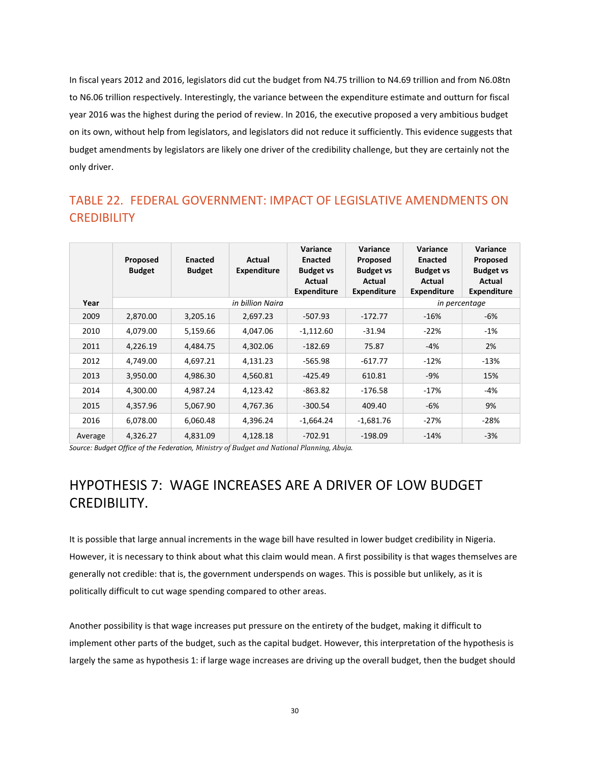In fiscal years 2012 and 2016, legislators did cut the budget from N4.75 trillion to N4.69 trillion and from N6.08tn to N6.06 trillion respectively. Interestingly, the variance between the expenditure estimate and outturn for fiscal year 2016 was the highest during the period of review. In 2016, the executive proposed a very ambitious budget on its own, without help from legislators, and legislators did not reduce it sufficiently. This evidence suggests that budget amendments by legislators are likely one driver of the credibility challenge, but they are certainly not the only driver.

## TABLE 22. FEDERAL GOVERNMENT: IMPACT OF LEGISLATIVE AMENDMENTS ON CREDIBILITY

| Year | Proposed Budget | Enacted Budget | Actual Expenditure | Variance Enacted Budget vs Actual Expenditure | Variance Proposed Budget vs Actual Expenditure | Variance Enacted Budget vs Actual Expenditure | Variance Proposed Budget vs Actual Expenditure |
|---|---|---|---|---|---|---|---|
| | *in billion Naira* | | | | | *in percentage* | |
| 2009 | 2,870.00 | 3,205.16 | 2,697.23 | -507.93 | -172.77 | -16% | -6% |
| 2010 | 4,079.00 | 5,159.66 | 4,047.06 | -1,112.60 | -31.94 | -22% | -1% |
| 2011 | 4,226.19 | 4,484.75 | 4,302.06 | -182.69 | 75.87 | -4% | 2% |
| 2012 | 4,749.00 | 4,697.21 | 4,131.23 | -565.98 | -617.77 | -12% | -13% |
| 2013 | 3,950.00 | 4,986.30 | 4,560.81 | -425.49 | 610.81 | -9% | 15% |
| 2014 | 4,300.00 | 4,987.24 | 4,123.42 | -863.82 | -176.58 | -17% | -4% |
| 2015 | 4,357.96 | 5,067.90 | 4,767.36 | -300.54 | 409.40 | -6% | 9% |
| 2016 | 6,078.00 | 6,060.48 | 4,396.24 | -1,664.24 | -1,681.76 | -27% | -28% |
| Average | 4,326.27 | 4,831.09 | 4,128.18 | -702.91 | -198.09 | -14% | -3% |

*Source: Budget Office of the Federation, Ministry of Budget and National Planning, Abuja.*

# HYPOTHESIS 7: WAGE INCREASES ARE A DRIVER OF LOW BUDGET CREDIBILITY.

It is possible that large annual increments in the wage bill have resulted in lower budget credibility in Nigeria. However, it is necessary to think about what this claim would mean. A first possibility is that wages themselves are generally not credible: that is, the government underspends on wages. This is possible but unlikely, as it is politically difficult to cut wage spending compared to other areas.

Another possibility is that wage increases put pressure on the entirety of the budget, making it difficult to implement other parts of the budget, such as the capital budget. However, this interpretation of the hypothesis is largely the same as hypothesis 1: if large wage increases are driving up the overall budget, then the budget should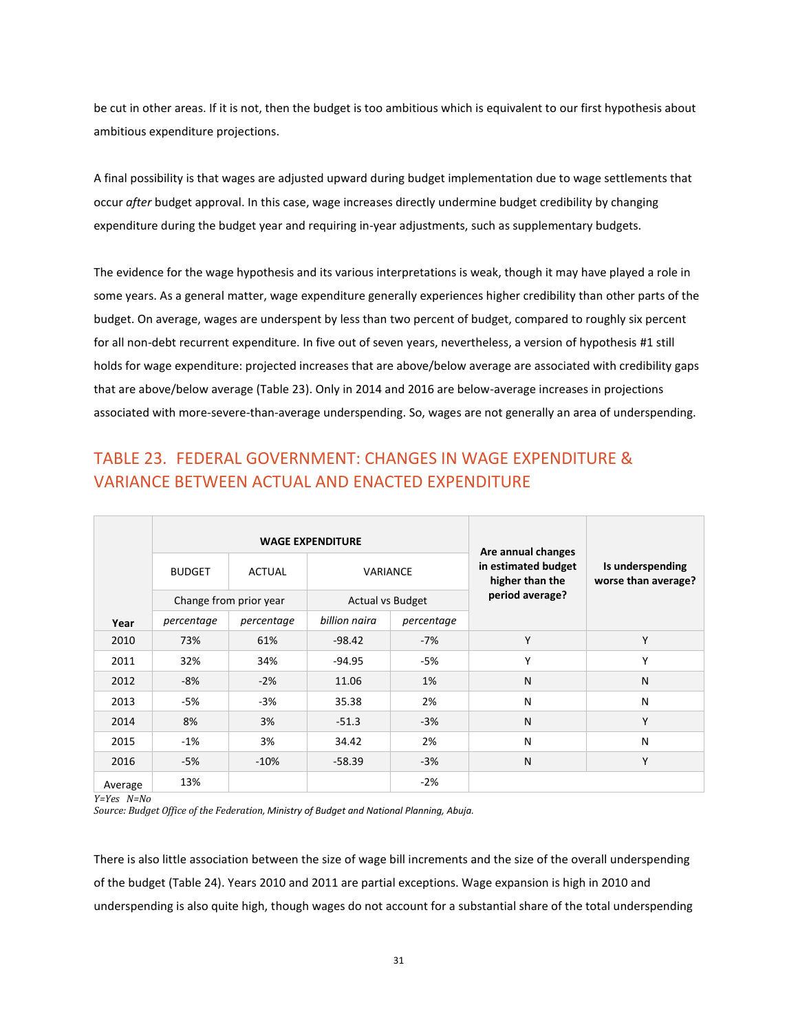be cut in other areas. If it is not, then the budget is too ambitious which is equivalent to our first hypothesis about ambitious expenditure projections.

A final possibility is that wages are adjusted upward during budget implementation due to wage settlements that occur *after* budget approval. In this case, wage increases directly undermine budget credibility by changing expenditure during the budget year and requiring in-year adjustments, such as supplementary budgets.

The evidence for the wage hypothesis and its various interpretations is weak, though it may have played a role in some years. As a general matter, wage expenditure generally experiences higher credibility than other parts of the budget. On average, wages are underspent by less than two percent of budget, compared to roughly six percent for all non-debt recurrent expenditure. In five out of seven years, nevertheless, a version of hypothesis #1 still holds for wage expenditure: projected increases that are above/below average are associated with credibility gaps that are above/below average (Table 23). Only in 2014 and 2016 are below-average increases in projections associated with more-severe-than-average underspending. So, wages are not generally an area of underspending.

## TABLE 23. FEDERAL GOVERNMENT: CHANGES IN WAGE EXPENDITURE & VARIANCE BETWEEN ACTUAL AND ENACTED EXPENDITURE

| | **WAGE EXPENDITURE** | | | | **Are annual changes in estimated budget higher than the period average?** | **Is underspending worse than average?** |
|---|---|---|---|---|---|---|
| | BUDGET | ACTUAL | VARIANCE | | | |
| | Change from prior year | | Actual vs Budget | | | |
| **Year** | *percentage* | *percentage* | *billion naira* | *percentage* | | |
| 2010 | 73% | 61% | -98.42 | -7% | Y | Y |
| 2011 | 32% | 34% | -94.95 | -5% | Y | Y |
| 2012 | -8% | -2% | 11.06 | 1% | N | N |
| 2013 | -5% | -3% | 35.38 | 2% | N | N |
| 2014 | 8% | 3% | -51.3 | -3% | N | Y |
| 2015 | -1% | 3% | 34.42 | 2% | N | N |
| 2016 | -5% | -10% | -58.39 | -3% | N | Y |
| Average | 13% | | | -2% | | |

*Y=Yes N=No*

*Source: Budget Office of the Federation, Ministry of Budget and National Planning, Abuja.*

There is also little association between the size of wage bill increments and the size of the overall underspending of the budget (Table 24). Years 2010 and 2011 are partial exceptions. Wage expansion is high in 2010 and underspending is also quite high, though wages do not account for a substantial share of the total underspending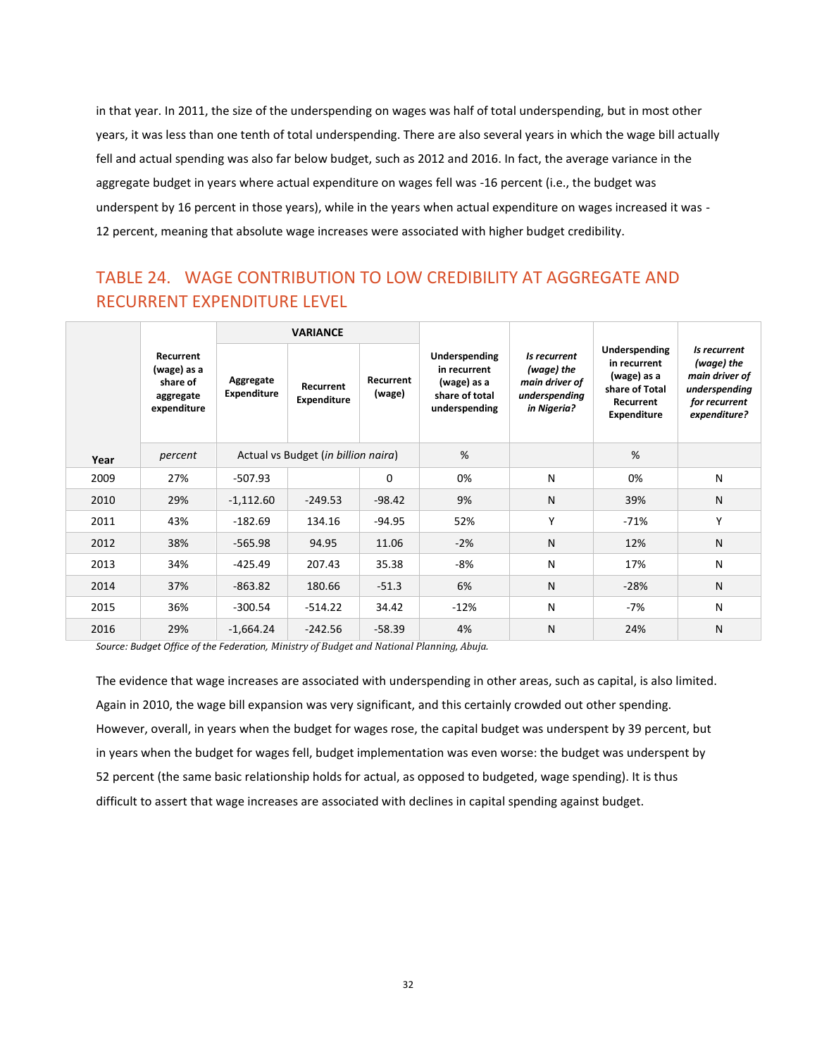in that year. In 2011, the size of the underspending on wages was half of total underspending, but in most other years, it was less than one tenth of total underspending. There are also several years in which the wage bill actually fell and actual spending was also far below budget, such as 2012 and 2016. In fact, the average variance in the aggregate budget in years where actual expenditure on wages fell was -16 percent (i.e., the budget was underspent by 16 percent in those years), while in the years when actual expenditure on wages increased it was -12 percent, meaning that absolute wage increases were associated with higher budget credibility.

## TABLE 24. WAGE CONTRIBUTION TO LOW CREDIBILITY AT AGGREGATE AND RECURRENT EXPENDITURE LEVEL

| Year | Recurrent (wage) as a share of aggregate expenditure | VARIANCE | | | Underspending in recurrent (wage) as a share of total underspending | *Is recurrent (wage) the main driver of underspending in Nigeria?* | Underspending in recurrent (wage) as a share of Total Recurrent Expenditure | *Is recurrent (wage) the main driver of underspending for recurrent expenditure?* |
|---|---|---|---|---|---|---|---|---|
| | | Aggregate Expenditure | Recurrent Expenditure | Recurrent (wage) | | | | |
| | *percent* | Actual vs Budget (*in billion naira*) | | | % | | % | |
| 2009 | 27% | -507.93 | | 0 | 0% | N | 0% | N |
| 2010 | 29% | -1,112.60 | -249.53 | -98.42 | 9% | N | 39% | N |
| 2011 | 43% | -182.69 | 134.16 | -94.95 | 52% | Y | -71% | Y |
| 2012 | 38% | -565.98 | 94.95 | 11.06 | -2% | N | 12% | N |
| 2013 | 34% | -425.49 | 207.43 | 35.38 | -8% | N | 17% | N |
| 2014 | 37% | -863.82 | 180.66 | -51.3 | 6% | N | -28% | N |
| 2015 | 36% | -300.54 | -514.22 | 34.42 | -12% | N | -7% | N |
| 2016 | 29% | -1,664.24 | -242.56 | -58.39 | 4% | N | 24% | N |

*Source: Budget Office of the Federation, Ministry of Budget and National Planning, Abuja.*

The evidence that wage increases are associated with underspending in other areas, such as capital, is also limited. Again in 2010, the wage bill expansion was very significant, and this certainly crowded out other spending. However, overall, in years when the budget for wages rose, the capital budget was underspent by 39 percent, but in years when the budget for wages fell, budget implementation was even worse: the budget was underspent by 52 percent (the same basic relationship holds for actual, as opposed to budgeted, wage spending). It is thus difficult to assert that wage increases are associated with declines in capital spending against budget.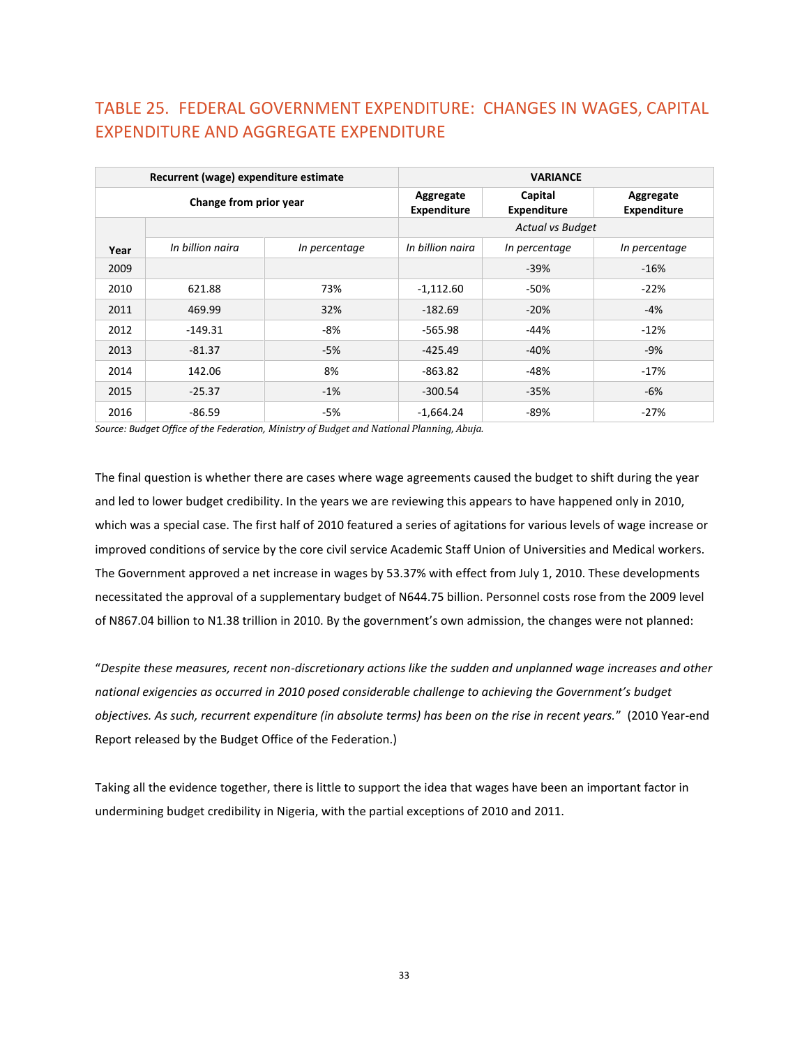## TABLE 25. FEDERAL GOVERNMENT EXPENDITURE: CHANGES IN WAGES, CAPITAL EXPENDITURE AND AGGREGATE EXPENDITURE

| Recurrent (wage) expenditure estimate | | | VARIANCE | | |
|---|---|---|---|---|---|
| Change from prior year | | | Aggregate Expenditure | Capital Expenditure | Aggregate Expenditure |
| | | | *Actual vs Budget* | | |
| Year | *In billion naira* | *In percentage* | *In billion naira* | *In percentage* | *In percentage* |
| 2009 | | | | -39% | -16% |
| 2010 | 621.88 | 73% | -1,112.60 | -50% | -22% |
| 2011 | 469.99 | 32% | -182.69 | -20% | -4% |
| 2012 | -149.31 | -8% | -565.98 | -44% | -12% |
| 2013 | -81.37 | -5% | -425.49 | -40% | -9% |
| 2014 | 142.06 | 8% | -863.82 | -48% | -17% |
| 2015 | -25.37 | -1% | -300.54 | -35% | -6% |
| 2016 | -86.59 | -5% | -1,664.24 | -89% | -27% |

*Source: Budget Office of the Federation, Ministry of Budget and National Planning, Abuja.*

The final question is whether there are cases where wage agreements caused the budget to shift during the year and led to lower budget credibility. In the years we are reviewing this appears to have happened only in 2010, which was a special case. The first half of 2010 featured a series of agitations for various levels of wage increase or improved conditions of service by the core civil service Academic Staff Union of Universities and Medical workers. The Government approved a net increase in wages by 53.37% with effect from July 1, 2010. These developments necessitated the approval of a supplementary budget of N644.75 billion. Personnel costs rose from the 2009 level of N867.04 billion to N1.38 trillion in 2010. By the government's own admission, the changes were not planned:

"*Despite these measures, recent non-discretionary actions like the sudden and unplanned wage increases and other national exigencies as occurred in 2010 posed considerable challenge to achieving the Government's budget objectives. As such, recurrent expenditure (in absolute terms) has been on the rise in recent years.*" (2010 Year-end Report released by the Budget Office of the Federation.)

Taking all the evidence together, there is little to support the idea that wages have been an important factor in undermining budget credibility in Nigeria, with the partial exceptions of 2010 and 2011.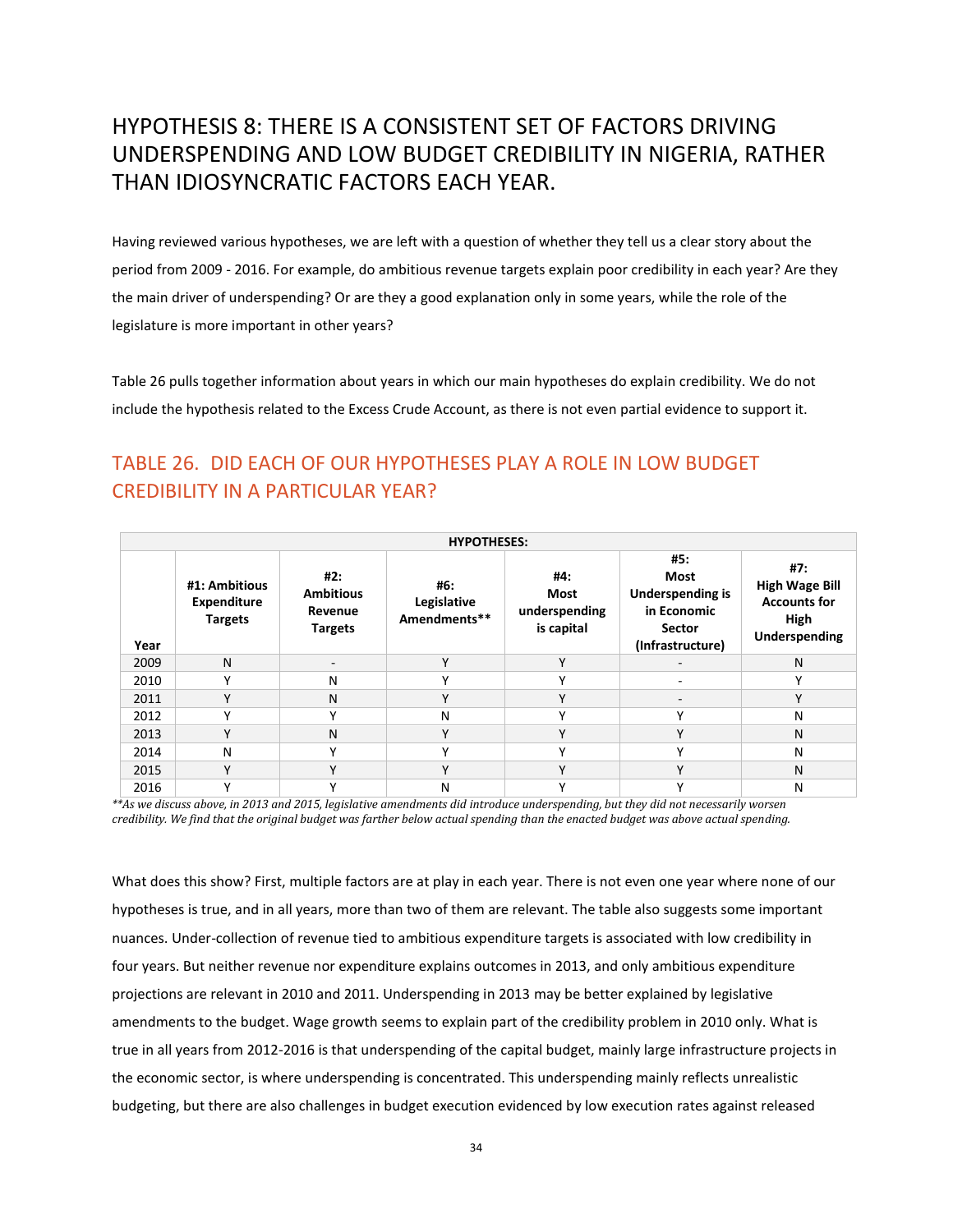# HYPOTHESIS 8: THERE IS A CONSISTENT SET OF FACTORS DRIVING UNDERSPENDING AND LOW BUDGET CREDIBILITY IN NIGERIA, RATHER THAN IDIOSYNCRATIC FACTORS EACH YEAR.

Having reviewed various hypotheses, we are left with a question of whether they tell us a clear story about the period from 2009 - 2016. For example, do ambitious revenue targets explain poor credibility in each year? Are they the main driver of underspending? Or are they a good explanation only in some years, while the role of the legislature is more important in other years?

Table 26 pulls together information about years in which our main hypotheses do explain credibility. We do not include the hypothesis related to the Excess Crude Account, as there is not even partial evidence to support it.

## TABLE 26. DID EACH OF OUR HYPOTHESES PLAY A ROLE IN LOW BUDGET CREDIBILITY IN A PARTICULAR YEAR?

| | HYPOTHESES: | | | | | |
|---|---|---|---|---|---|---|
| **Year** | **#1: Ambitious Expenditure Targets** | **#2: Ambitious Revenue Targets** | **#6: Legislative Amendments\*\*** | **#4: Most underspending is capital** | **#5: Most Underspending is in Economic Sector (Infrastructure)** | **#7: High Wage Bill Accounts for High Underspending** |
| 2009 | N | - | Y | Y | - | N |
| 2010 | Y | N | Y | Y | - | Y |
| 2011 | Y | N | Y | Y | - | Y |
| 2012 | Y | Y | N | Y | Y | N |
| 2013 | Y | N | Y | Y | Y | N |
| 2014 | N | Y | Y | Y | Y | N |
| 2015 | Y | Y | Y | Y | Y | N |
| 2016 | Y | Y | N | Y | Y | N |

*\*\*As we discuss above, in 2013 and 2015, legislative amendments did introduce underspending, but they did not necessarily worsen credibility. We find that the original budget was farther below actual spending than the enacted budget was above actual spending.*

What does this show? First, multiple factors are at play in each year. There is not even one year where none of our hypotheses is true, and in all years, more than two of them are relevant. The table also suggests some important nuances. Under-collection of revenue tied to ambitious expenditure targets is associated with low credibility in four years. But neither revenue nor expenditure explains outcomes in 2013, and only ambitious expenditure projections are relevant in 2010 and 2011. Underspending in 2013 may be better explained by legislative amendments to the budget. Wage growth seems to explain part of the credibility problem in 2010 only. What is true in all years from 2012-2016 is that underspending of the capital budget, mainly large infrastructure projects in the economic sector, is where underspending is concentrated. This underspending mainly reflects unrealistic budgeting, but there are also challenges in budget execution evidenced by low execution rates against released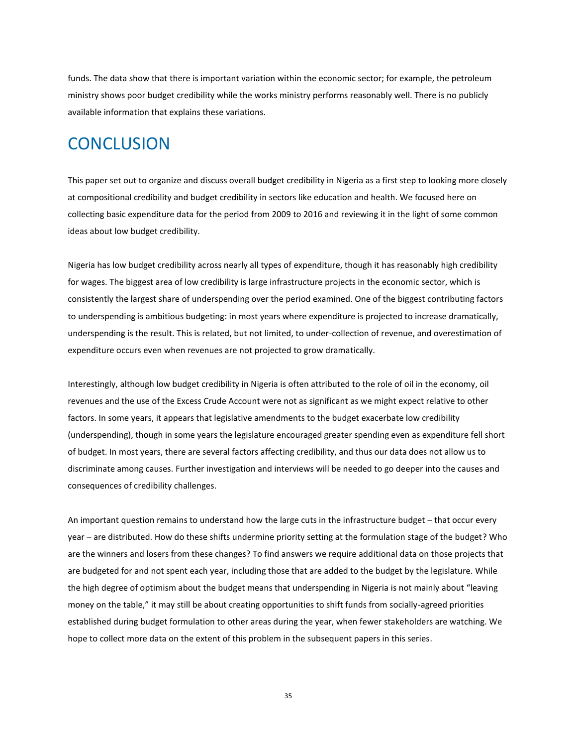funds. The data show that there is important variation within the economic sector; for example, the petroleum ministry shows poor budget credibility while the works ministry performs reasonably well. There is no publicly available information that explains these variations.

# CONCLUSION

This paper set out to organize and discuss overall budget credibility in Nigeria as a first step to looking more closely at compositional credibility and budget credibility in sectors like education and health. We focused here on collecting basic expenditure data for the period from 2009 to 2016 and reviewing it in the light of some common ideas about low budget credibility.

Nigeria has low budget credibility across nearly all types of expenditure, though it has reasonably high credibility for wages. The biggest area of low credibility is large infrastructure projects in the economic sector, which is consistently the largest share of underspending over the period examined. One of the biggest contributing factors to underspending is ambitious budgeting: in most years where expenditure is projected to increase dramatically, underspending is the result. This is related, but not limited, to under-collection of revenue, and overestimation of expenditure occurs even when revenues are not projected to grow dramatically.

Interestingly, although low budget credibility in Nigeria is often attributed to the role of oil in the economy, oil revenues and the use of the Excess Crude Account were not as significant as we might expect relative to other factors. In some years, it appears that legislative amendments to the budget exacerbate low credibility (underspending), though in some years the legislature encouraged greater spending even as expenditure fell short of budget. In most years, there are several factors affecting credibility, and thus our data does not allow us to discriminate among causes. Further investigation and interviews will be needed to go deeper into the causes and consequences of credibility challenges.

An important question remains to understand how the large cuts in the infrastructure budget – that occur every year – are distributed. How do these shifts undermine priority setting at the formulation stage of the budget? Who are the winners and losers from these changes? To find answers we require additional data on those projects that are budgeted for and not spent each year, including those that are added to the budget by the legislature. While the high degree of optimism about the budget means that underspending in Nigeria is not mainly about "leaving money on the table," it may still be about creating opportunities to shift funds from socially-agreed priorities established during budget formulation to other areas during the year, when fewer stakeholders are watching. We hope to collect more data on the extent of this problem in the subsequent papers in this series.